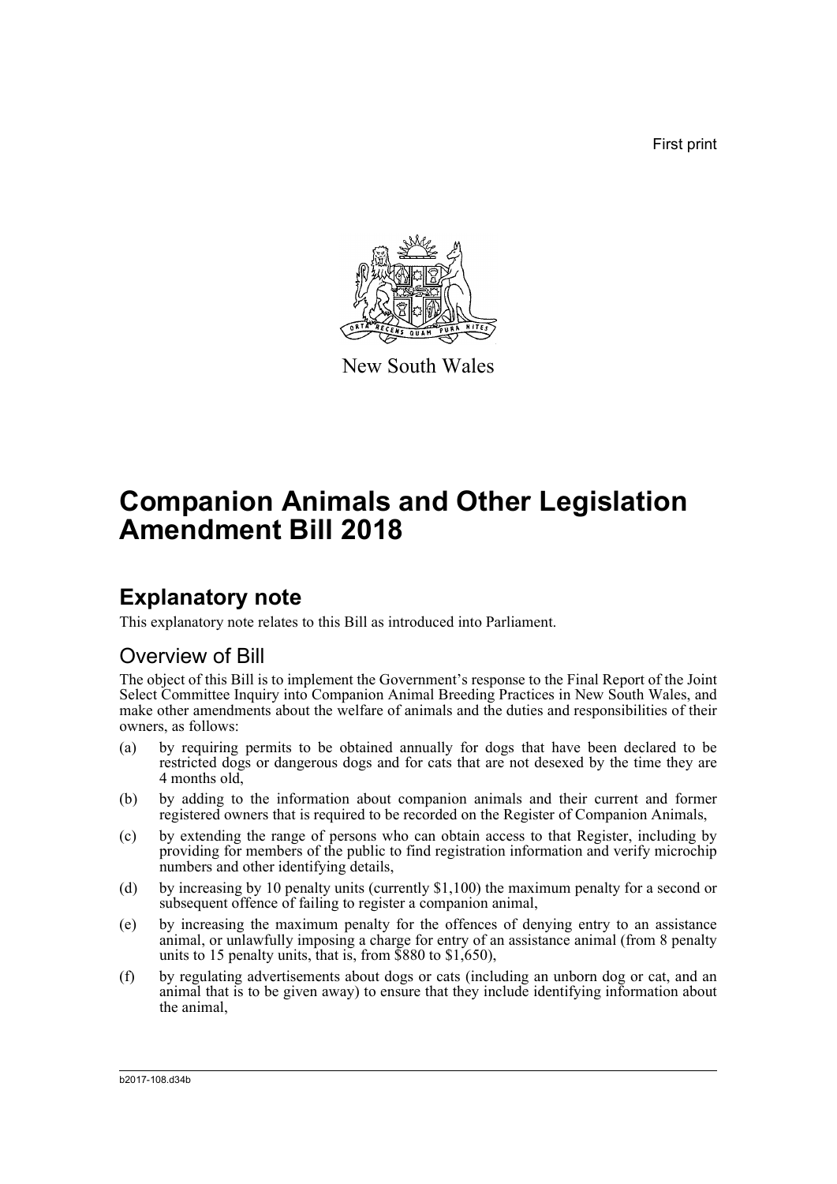First print

New South Wales

# Companion Animals and Other Legislation Amendment Bill 2018

## Explanatory note

This explanatory note relates to this Bill as introduced into Parliament.

### Overview of Bill

The object of this Bill is to implement the Government's response to the Final Report of the Joint Select Committee Inquiry into Companion Animal Breeding Practices in New South Wales, and make other amendments about the welfare of animals and the duties and responsibilities of their owners, as follows:

(a) by requiring permits to be obtained annually for dogs that have been declared to be restricted dogs or dangerous dogs and for cats that are not desexed by the time they are 4 months old,

(b) by adding to the information about companion animals and their current and former registered owners that is required to be recorded on the Register of Companion Animals,

(c) by extending the range of persons who can obtain access to that Register, including by providing for members of the public to find registration information and verify microchip numbers and other identifying details,

(d) by increasing by 10 penalty units (currently $1,100) the maximum penalty for a second or subsequent offence of failing to register a companion animal,

(e) by increasing the maximum penalty for the offences of denying entry to an assistance animal, or unlawfully imposing a charge for entry of an assistance animal (from 8 penalty units to 15 penalty units, that is, from $880 to $1,650),

(f) by regulating advertisements about dogs or cats (including an unborn dog or cat, and an animal that is to be given away) to ensure that they include identifying information about the animal,

b2017-108.d34b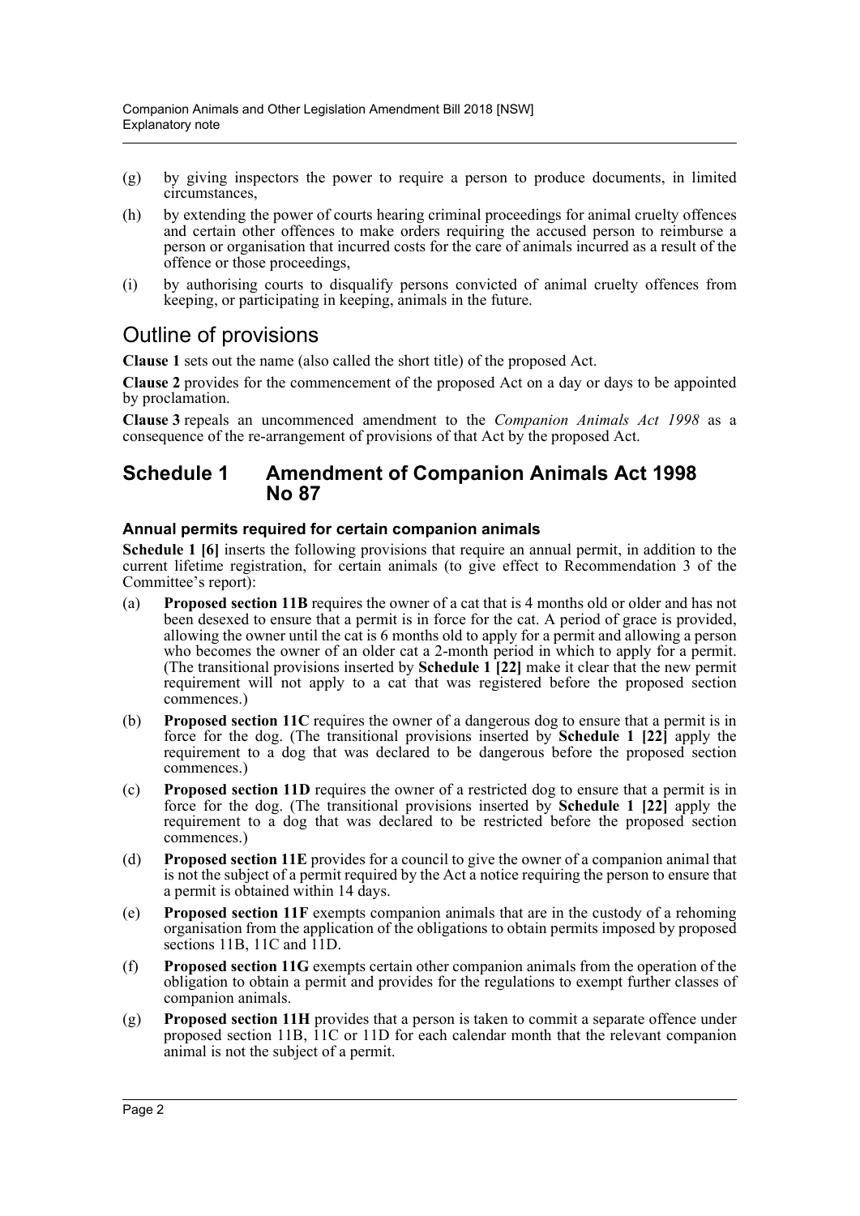(g) by giving inspectors the power to require a person to produce documents, in limited circumstances,

(h) by extending the power of courts hearing criminal proceedings for animal cruelty offences and certain other offences to make orders requiring the accused person to reimburse a person or organisation that incurred costs for the care of animals incurred as a result of the offence or those proceedings,

(i) by authorising courts to disqualify persons convicted of animal cruelty offences from keeping, or participating in keeping, animals in the future.

## Outline of provisions

**Clause 1** sets out the name (also called the short title) of the proposed Act.

**Clause 2** provides for the commencement of the proposed Act on a day or days to be appointed by proclamation.

**Clause 3** repeals an uncommenced amendment to the *Companion Animals Act 1998* as a consequence of the re-arrangement of provisions of that Act by the proposed Act.

## Schedule 1 Amendment of Companion Animals Act 1998 No 87

### Annual permits required for certain companion animals

**Schedule 1 [6]** inserts the following provisions that require an annual permit, in addition to the current lifetime registration, for certain animals (to give effect to Recommendation 3 of the Committee's report):

(a) **Proposed section 11B** requires the owner of a cat that is 4 months old or older and has not been desexed to ensure that a permit is in force for the cat. A period of grace is provided, allowing the owner until the cat is 6 months old to apply for a permit and allowing a person who becomes the owner of an older cat a 2-month period in which to apply for a permit. (The transitional provisions inserted by **Schedule 1 [22]** make it clear that the new permit requirement will not apply to a cat that was registered before the proposed section commences.)

(b) **Proposed section 11C** requires the owner of a dangerous dog to ensure that a permit is in force for the dog. (The transitional provisions inserted by **Schedule 1 [22]** apply the requirement to a dog that was declared to be dangerous before the proposed section commences.)

(c) **Proposed section 11D** requires the owner of a restricted dog to ensure that a permit is in force for the dog. (The transitional provisions inserted by **Schedule 1 [22]** apply the requirement to a dog that was declared to be restricted before the proposed section commences.)

(d) **Proposed section 11E** provides for a council to give the owner of a companion animal that is not the subject of a permit required by the Act a notice requiring the person to ensure that a permit is obtained within 14 days.

(e) **Proposed section 11F** exempts companion animals that are in the custody of a rehoming organisation from the application of the obligations to obtain permits imposed by proposed sections 11B, 11C and 11D.

(f) **Proposed section 11G** exempts certain other companion animals from the operation of the obligation to obtain a permit and provides for the regulations to exempt further classes of companion animals.

(g) **Proposed section 11H** provides that a person is taken to commit a separate offence under proposed section 11B, 11C or 11D for each calendar month that the relevant companion animal is not the subject of a permit.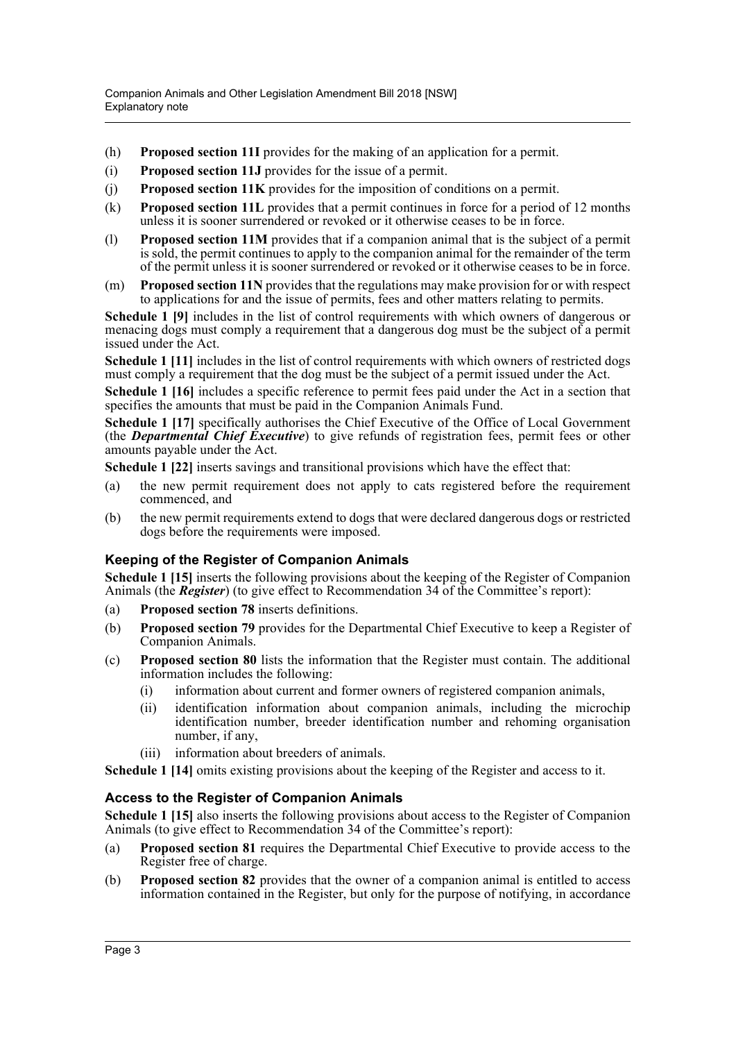(h) **Proposed section 11I** provides for the making of an application for a permit.

(i) **Proposed section 11J** provides for the issue of a permit.

(j) **Proposed section 11K** provides for the imposition of conditions on a permit.

(k) **Proposed section 11L** provides that a permit continues in force for a period of 12 months unless it is sooner surrendered or revoked or it otherwise ceases to be in force.

(l) **Proposed section 11M** provides that if a companion animal that is the subject of a permit is sold, the permit continues to apply to the companion animal for the remainder of the term of the permit unless it is sooner surrendered or revoked or it otherwise ceases to be in force.

(m) **Proposed section 11N** provides that the regulations may make provision for or with respect to applications for and the issue of permits, fees and other matters relating to permits.

**Schedule 1 [9]** includes in the list of control requirements with which owners of dangerous or menacing dogs must comply a requirement that a dangerous dog must be the subject of a permit issued under the Act.

**Schedule 1 [11]** includes in the list of control requirements with which owners of restricted dogs must comply a requirement that the dog must be the subject of a permit issued under the Act.

**Schedule 1 [16]** includes a specific reference to permit fees paid under the Act in a section that specifies the amounts that must be paid in the Companion Animals Fund.

**Schedule 1 [17]** specifically authorises the Chief Executive of the Office of Local Government (the ***Departmental Chief Executive***) to give refunds of registration fees, permit fees or other amounts payable under the Act.

**Schedule 1 [22]** inserts savings and transitional provisions which have the effect that:

(a) the new permit requirement does not apply to cats registered before the requirement commenced, and

(b) the new permit requirements extend to dogs that were declared dangerous dogs or restricted dogs before the requirements were imposed.

### Keeping of the Register of Companion Animals

**Schedule 1 [15]** inserts the following provisions about the keeping of the Register of Companion Animals (the ***Register***) (to give effect to Recommendation 34 of the Committee's report):

(a) **Proposed section 78** inserts definitions.

(b) **Proposed section 79** provides for the Departmental Chief Executive to keep a Register of Companion Animals.

(c) **Proposed section 80** lists the information that the Register must contain. The additional information includes the following:

  (i) information about current and former owners of registered companion animals,

  (ii) identification information about companion animals, including the microchip identification number, breeder identification number and rehoming organisation number, if any,

  (iii) information about breeders of animals.

**Schedule 1 [14]** omits existing provisions about the keeping of the Register and access to it.

### Access to the Register of Companion Animals

**Schedule 1 [15]** also inserts the following provisions about access to the Register of Companion Animals (to give effect to Recommendation 34 of the Committee's report):

(a) **Proposed section 81** requires the Departmental Chief Executive to provide access to the Register free of charge.

(b) **Proposed section 82** provides that the owner of a companion animal is entitled to access information contained in the Register, but only for the purpose of notifying, in accordance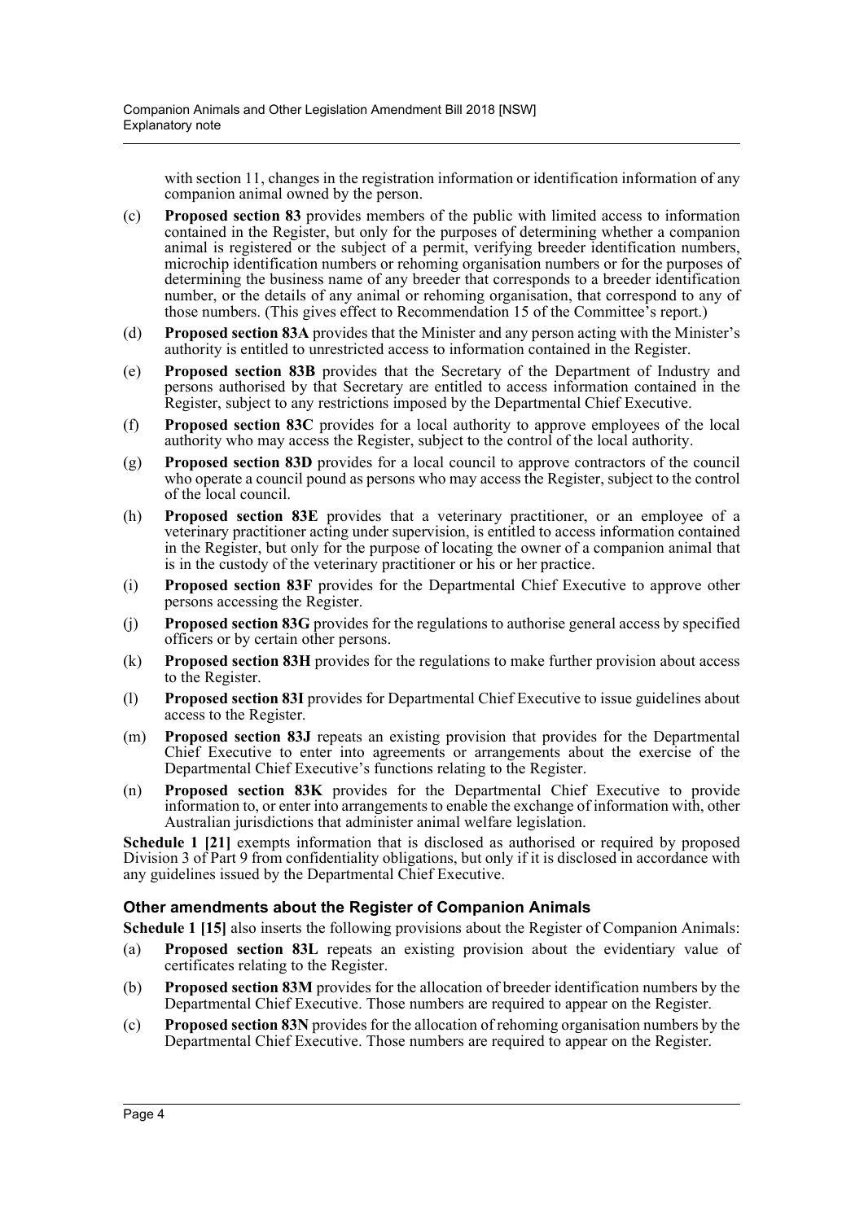with section 11, changes in the registration information or identification information of any companion animal owned by the person.

(c) **Proposed section 83** provides members of the public with limited access to information contained in the Register, but only for the purposes of determining whether a companion animal is registered or the subject of a permit, verifying breeder identification numbers, microchip identification numbers or rehoming organisation numbers or for the purposes of determining the business name of any breeder that corresponds to a breeder identification number, or the details of any animal or rehoming organisation, that correspond to any of those numbers. (This gives effect to Recommendation 15 of the Committee's report.)

(d) **Proposed section 83A** provides that the Minister and any person acting with the Minister's authority is entitled to unrestricted access to information contained in the Register.

(e) **Proposed section 83B** provides that the Secretary of the Department of Industry and persons authorised by that Secretary are entitled to access information contained in the Register, subject to any restrictions imposed by the Departmental Chief Executive.

(f) **Proposed section 83C** provides for a local authority to approve employees of the local authority who may access the Register, subject to the control of the local authority.

(g) **Proposed section 83D** provides for a local council to approve contractors of the council who operate a council pound as persons who may access the Register, subject to the control of the local council.

(h) **Proposed section 83E** provides that a veterinary practitioner, or an employee of a veterinary practitioner acting under supervision, is entitled to access information contained in the Register, but only for the purpose of locating the owner of a companion animal that is in the custody of the veterinary practitioner or his or her practice.

(i) **Proposed section 83F** provides for the Departmental Chief Executive to approve other persons accessing the Register.

(j) **Proposed section 83G** provides for the regulations to authorise general access by specified officers or by certain other persons.

(k) **Proposed section 83H** provides for the regulations to make further provision about access to the Register.

(l) **Proposed section 83I** provides for Departmental Chief Executive to issue guidelines about access to the Register.

(m) **Proposed section 83J** repeats an existing provision that provides for the Departmental Chief Executive to enter into agreements or arrangements about the exercise of the Departmental Chief Executive's functions relating to the Register.

(n) **Proposed section 83K** provides for the Departmental Chief Executive to provide information to, or enter into arrangements to enable the exchange of information with, other Australian jurisdictions that administer animal welfare legislation.

**Schedule 1 [21]** exempts information that is disclosed as authorised or required by proposed Division 3 of Part 9 from confidentiality obligations, but only if it is disclosed in accordance with any guidelines issued by the Departmental Chief Executive.

### Other amendments about the Register of Companion Animals

**Schedule 1 [15]** also inserts the following provisions about the Register of Companion Animals:

(a) **Proposed section 83L** repeats an existing provision about the evidentiary value of certificates relating to the Register.

(b) **Proposed section 83M** provides for the allocation of breeder identification numbers by the Departmental Chief Executive. Those numbers are required to appear on the Register.

(c) **Proposed section 83N** provides for the allocation of rehoming organisation numbers by the Departmental Chief Executive. Those numbers are required to appear on the Register.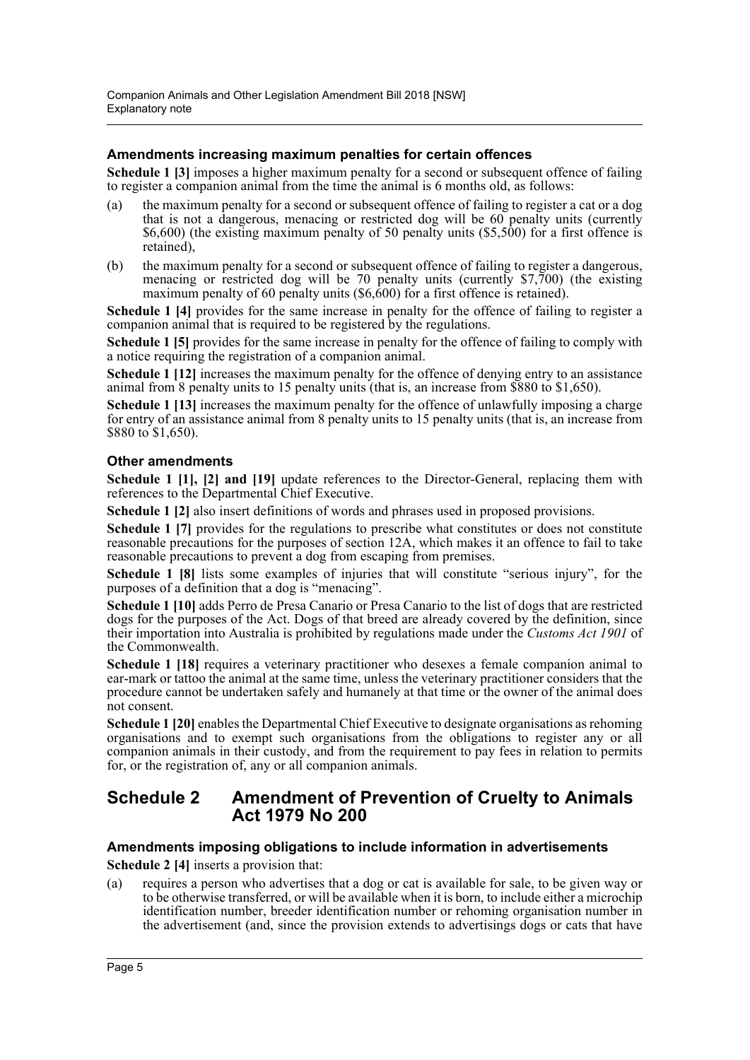### Amendments increasing maximum penalties for certain offences

**Schedule 1 [3]** imposes a higher maximum penalty for a second or subsequent offence of failing to register a companion animal from the time the animal is 6 months old, as follows:

(a) the maximum penalty for a second or subsequent offence of failing to register a cat or a dog that is not a dangerous, menacing or restricted dog will be 60 penalty units (currently $6,600) (the existing maximum penalty of 50 penalty units ($5,500) for a first offence is retained),

(b) the maximum penalty for a second or subsequent offence of failing to register a dangerous, menacing or restricted dog will be 70 penalty units (currently $7,700) (the existing maximum penalty of 60 penalty units ($6,600) for a first offence is retained).

**Schedule 1 [4]** provides for the same increase in penalty for the offence of failing to register a companion animal that is required to be registered by the regulations.

**Schedule 1 [5]** provides for the same increase in penalty for the offence of failing to comply with a notice requiring the registration of a companion animal.

**Schedule 1 [12]** increases the maximum penalty for the offence of denying entry to an assistance animal from 8 penalty units to 15 penalty units (that is, an increase from $880 to $1,650).

**Schedule 1 [13]** increases the maximum penalty for the offence of unlawfully imposing a charge for entry of an assistance animal from 8 penalty units to 15 penalty units (that is, an increase from $880 to $1,650).

### Other amendments

**Schedule 1 [1], [2] and [19]** update references to the Director-General, replacing them with references to the Departmental Chief Executive.

**Schedule 1 [2]** also insert definitions of words and phrases used in proposed provisions.

**Schedule 1 [7]** provides for the regulations to prescribe what constitutes or does not constitute reasonable precautions for the purposes of section 12A, which makes it an offence to fail to take reasonable precautions to prevent a dog from escaping from premises.

**Schedule 1 [8]** lists some examples of injuries that will constitute "serious injury", for the purposes of a definition that a dog is "menacing".

**Schedule 1 [10]** adds Perro de Presa Canario or Presa Canario to the list of dogs that are restricted dogs for the purposes of the Act. Dogs of that breed are already covered by the definition, since their importation into Australia is prohibited by regulations made under the *Customs Act 1901* of the Commonwealth.

**Schedule 1 [18]** requires a veterinary practitioner who desexes a female companion animal to ear-mark or tattoo the animal at the same time, unless the veterinary practitioner considers that the procedure cannot be undertaken safely and humanely at that time or the owner of the animal does not consent.

**Schedule 1 [20]** enables the Departmental Chief Executive to designate organisations as rehoming organisations and to exempt such organisations from the obligations to register any or all companion animals in their custody, and from the requirement to pay fees in relation to permits for, or the registration of, any or all companion animals.

## Schedule 2 Amendment of Prevention of Cruelty to Animals Act 1979 No 200

### Amendments imposing obligations to include information in advertisements

**Schedule 2 [4]** inserts a provision that:

(a) requires a person who advertises that a dog or cat is available for sale, to be given way or to be otherwise transferred, or will be available when it is born, to include either a microchip identification number, breeder identification number or rehoming organisation number in the advertisement (and, since the provision extends to advertisings dogs or cats that have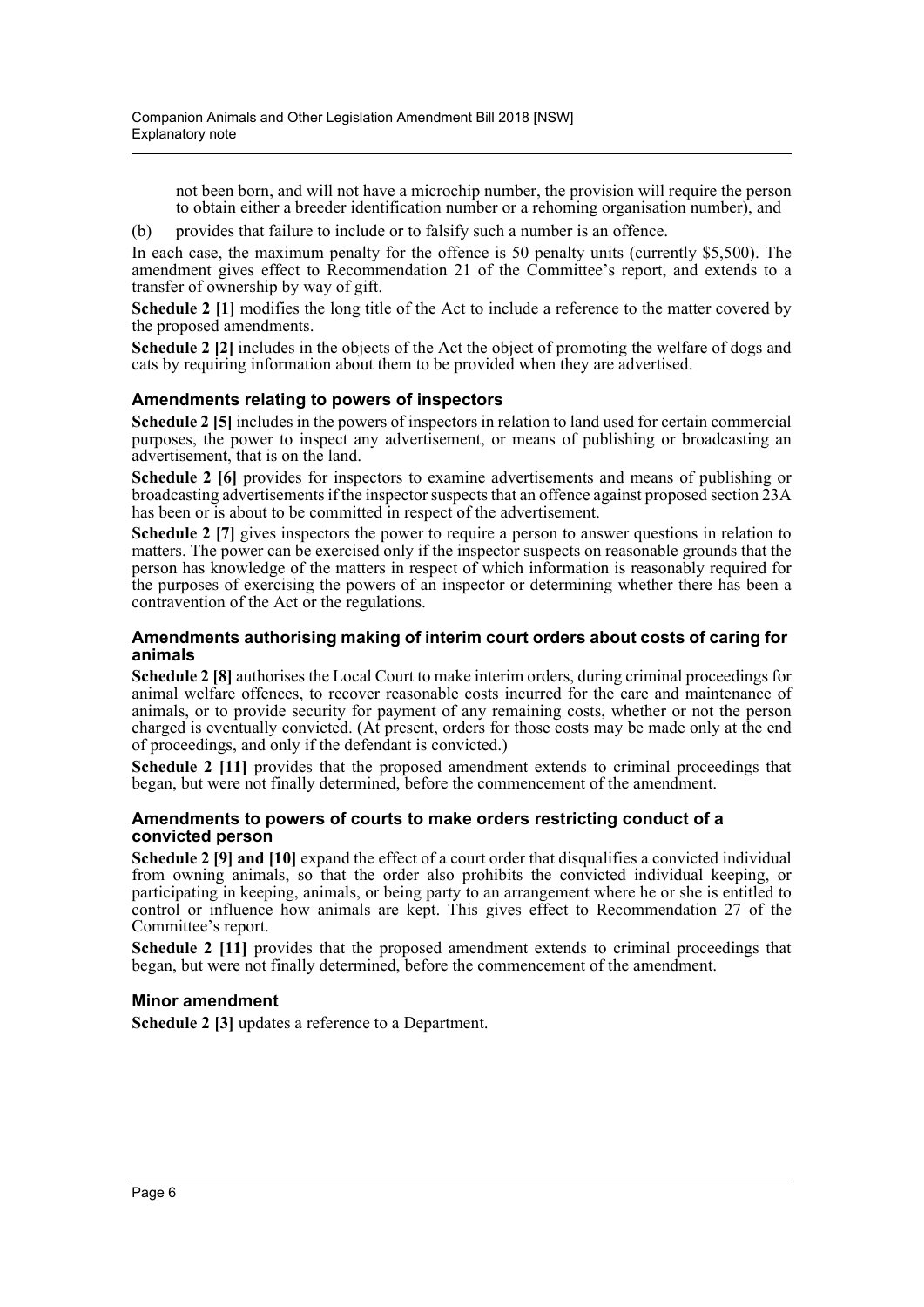not been born, and will not have a microchip number, the provision will require the person to obtain either a breeder identification number or a rehoming organisation number), and

(b) provides that failure to include or to falsify such a number is an offence.

In each case, the maximum penalty for the offence is 50 penalty units (currently $5,500). The amendment gives effect to Recommendation 21 of the Committee's report, and extends to a transfer of ownership by way of gift.

**Schedule 2 [1]** modifies the long title of the Act to include a reference to the matter covered by the proposed amendments.

**Schedule 2 [2]** includes in the objects of the Act the object of promoting the welfare of dogs and cats by requiring information about them to be provided when they are advertised.

### Amendments relating to powers of inspectors

**Schedule 2 [5]** includes in the powers of inspectors in relation to land used for certain commercial purposes, the power to inspect any advertisement, or means of publishing or broadcasting an advertisement, that is on the land.

**Schedule 2 [6]** provides for inspectors to examine advertisements and means of publishing or broadcasting advertisements if the inspector suspects that an offence against proposed section 23A has been or is about to be committed in respect of the advertisement.

**Schedule 2 [7]** gives inspectors the power to require a person to answer questions in relation to matters. The power can be exercised only if the inspector suspects on reasonable grounds that the person has knowledge of the matters in respect of which information is reasonably required for the purposes of exercising the powers of an inspector or determining whether there has been a contravention of the Act or the regulations.

### Amendments authorising making of interim court orders about costs of caring for animals

**Schedule 2 [8]** authorises the Local Court to make interim orders, during criminal proceedings for animal welfare offences, to recover reasonable costs incurred for the care and maintenance of animals, or to provide security for payment of any remaining costs, whether or not the person charged is eventually convicted. (At present, orders for those costs may be made only at the end of proceedings, and only if the defendant is convicted.)

**Schedule 2 [11]** provides that the proposed amendment extends to criminal proceedings that began, but were not finally determined, before the commencement of the amendment.

### Amendments to powers of courts to make orders restricting conduct of a convicted person

**Schedule 2 [9] and [10]** expand the effect of a court order that disqualifies a convicted individual from owning animals, so that the order also prohibits the convicted individual keeping, or participating in keeping, animals, or being party to an arrangement where he or she is entitled to control or influence how animals are kept. This gives effect to Recommendation 27 of the Committee's report.

**Schedule 2 [11]** provides that the proposed amendment extends to criminal proceedings that began, but were not finally determined, before the commencement of the amendment.

### Minor amendment

**Schedule 2 [3]** updates a reference to a Department.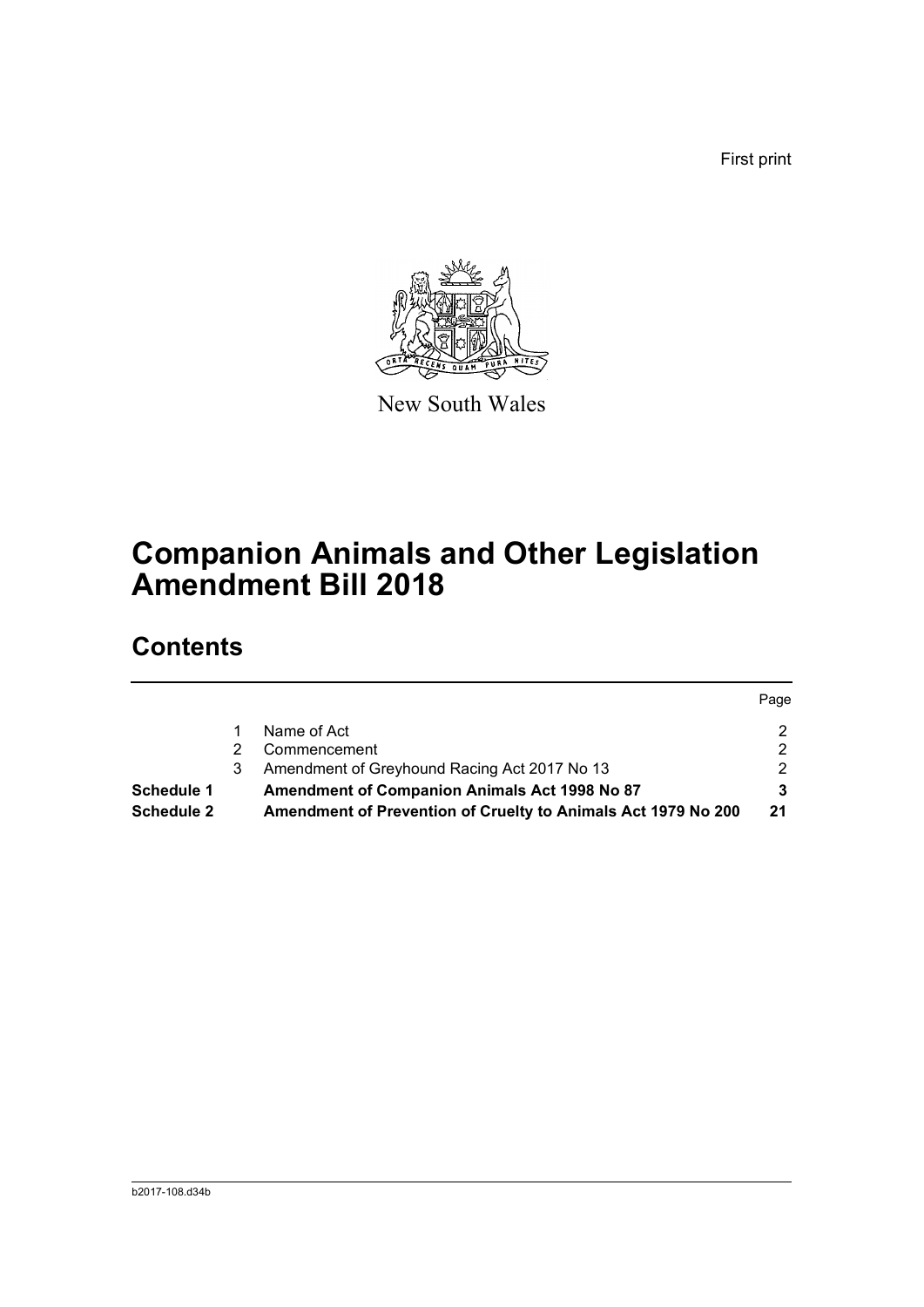First print

New South Wales

# Companion Animals and Other Legislation Amendment Bill 2018

## Contents

| | | | Page |
|---|---|---|---|
| | 1 | Name of Act | 2 |
| | 2 | Commencement | 2 |
| | 3 | Amendment of Greyhound Racing Act 2017 No 13 | 2 |
| **Schedule 1** | | **Amendment of Companion Animals Act 1998 No 87** | **3** |
| **Schedule 2** | | **Amendment of Prevention of Cruelty to Animals Act 1979 No 200** | **21** |

b2017-108.d34b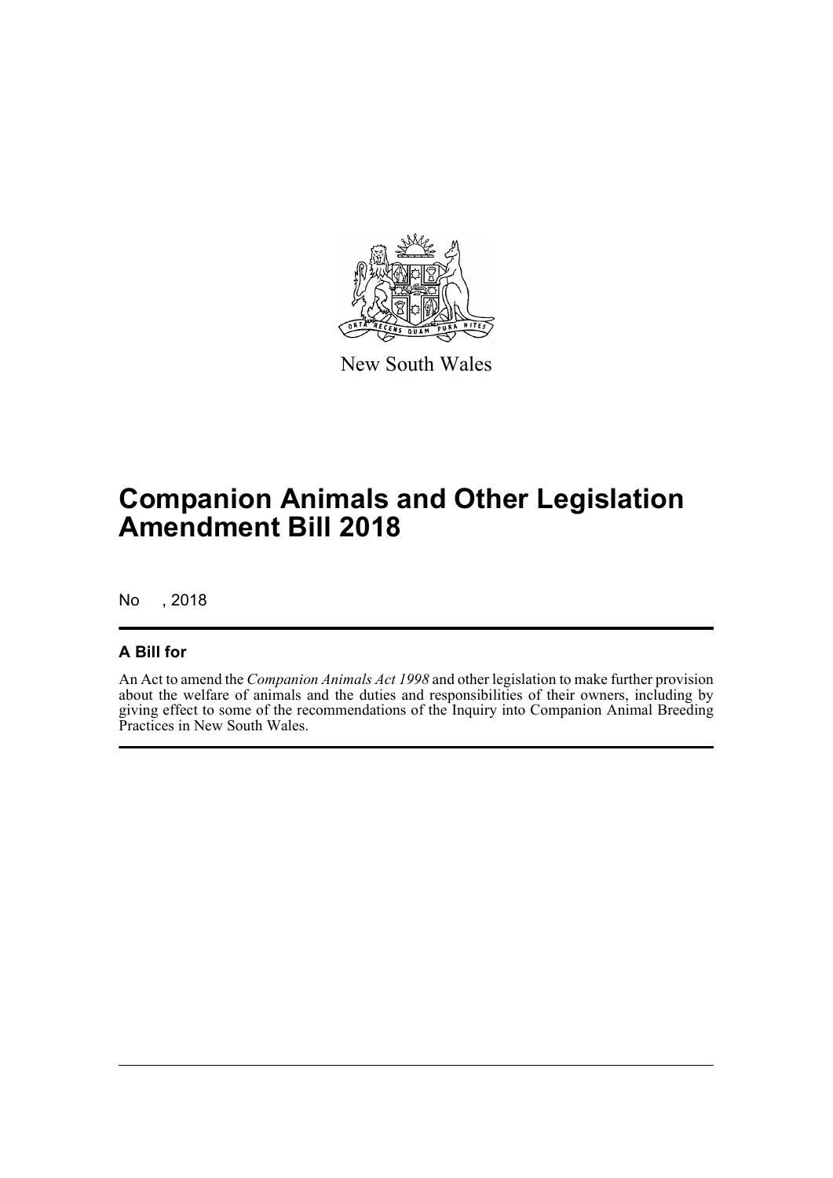New South Wales

# Companion Animals and Other Legislation Amendment Bill 2018

No , 2018

## A Bill for

An Act to amend the *Companion Animals Act 1998* and other legislation to make further provision about the welfare of animals and the duties and responsibilities of their owners, including by giving effect to some of the recommendations of the Inquiry into Companion Animal Breeding Practices in New South Wales.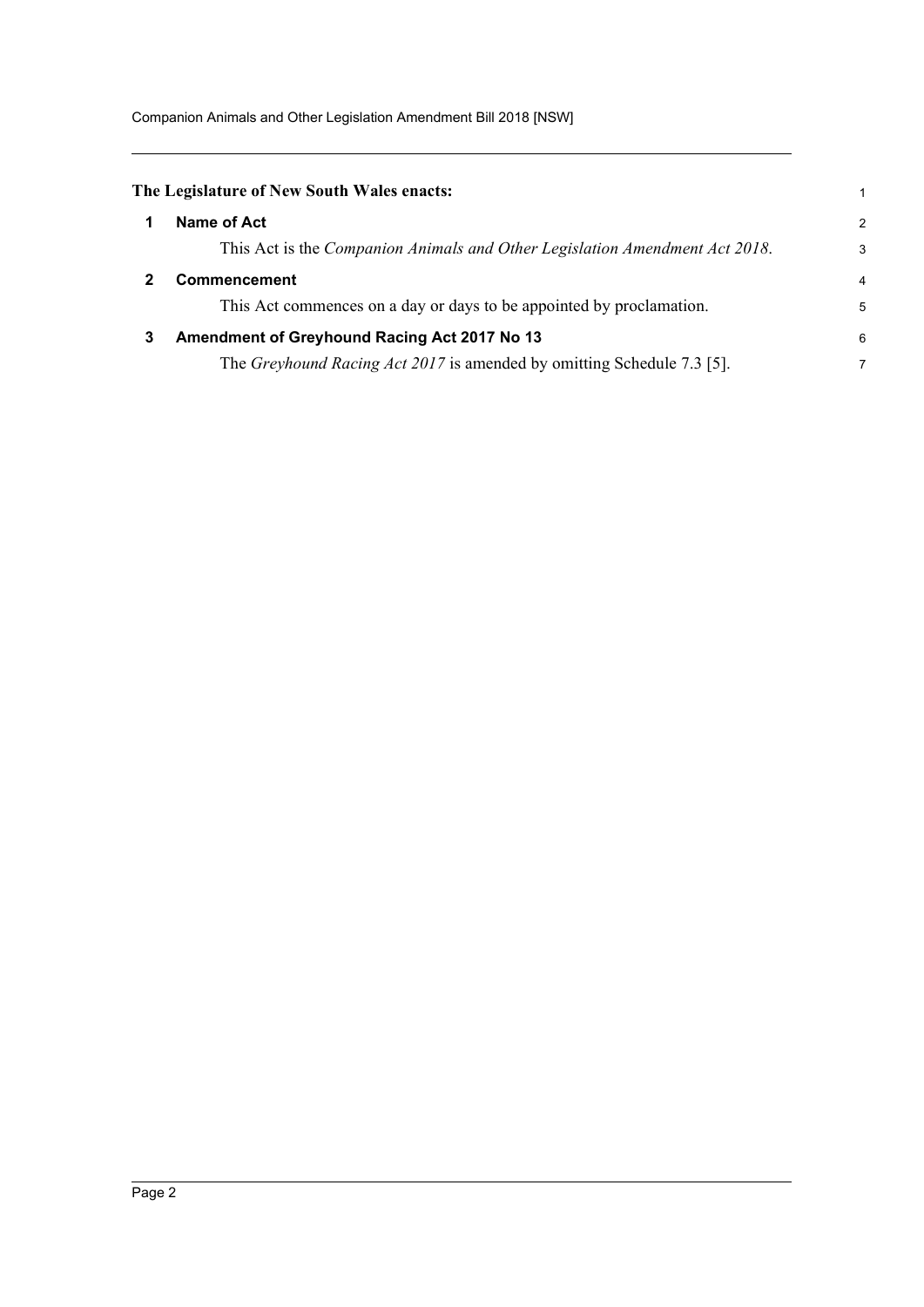**The Legislature of New South Wales enacts:**

## 1 Name of Act

This Act is the *Companion Animals and Other Legislation Amendment Act 2018*.

## 2 Commencement

This Act commences on a day or days to be appointed by proclamation.

## 3 Amendment of Greyhound Racing Act 2017 No 13

The *Greyhound Racing Act 2017* is amended by omitting Schedule 7.3 [5].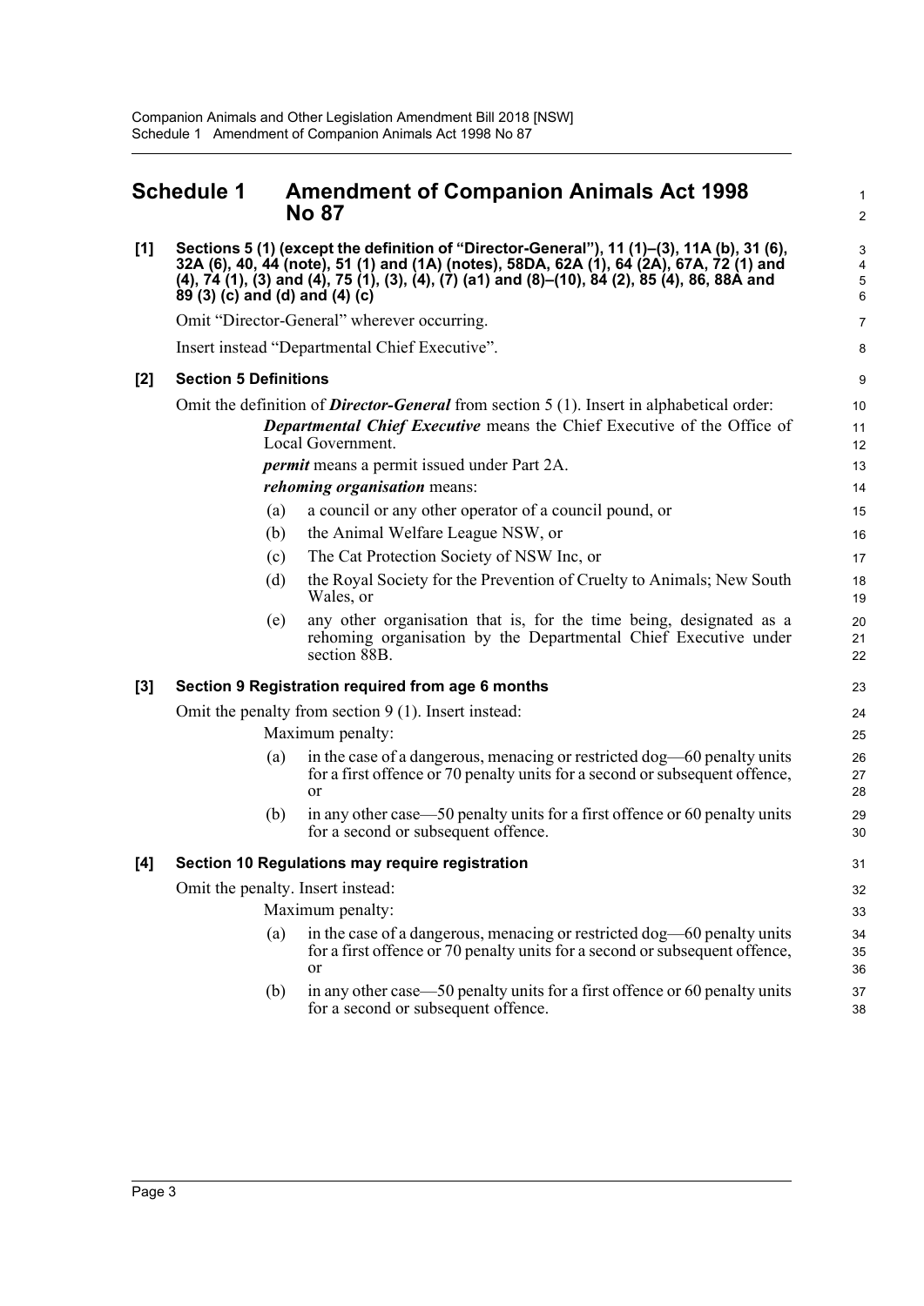## Schedule 1 Amendment of Companion Animals Act 1998 No 87

**[1] Sections 5 (1) (except the definition of "Director-General"), 11 (1)–(3), 11A (b), 31 (6), 32A (6), 40, 44 (note), 51 (1) and (1A) (notes), 58DA, 62A (1), 64 (2A), 67A, 72 (1) and (4), 74 (1), (3) and (4), 75 (1), (3), (4), (7) (a1) and (8)–(10), 84 (2), 85 (4), 86, 88A and 89 (3) (c) and (d) and (4) (c)**

Omit "Director-General" wherever occurring.

Insert instead "Departmental Chief Executive".

**[2] Section 5 Definitions**

Omit the definition of ***Director-General*** from section 5 (1). Insert in alphabetical order:

> ***Departmental Chief Executive*** means the Chief Executive of the Office of Local Government.
>
> ***permit*** means a permit issued under Part 2A.
>
> ***rehoming organisation*** means:
>
> (a) a council or any other operator of a council pound, or
>
> (b) the Animal Welfare League NSW, or
>
> (c) The Cat Protection Society of NSW Inc, or
>
> (d) the Royal Society for the Prevention of Cruelty to Animals; New South Wales, or
>
> (e) any other organisation that is, for the time being, designated as a rehoming organisation by the Departmental Chief Executive under section 88B.

**[3] Section 9 Registration required from age 6 months**

Omit the penalty from section 9 (1). Insert instead:

> Maximum penalty:
>
> (a) in the case of a dangerous, menacing or restricted dog—60 penalty units for a first offence or 70 penalty units for a second or subsequent offence, or
>
> (b) in any other case—50 penalty units for a first offence or 60 penalty units for a second or subsequent offence.

**[4] Section 10 Regulations may require registration**

Omit the penalty. Insert instead:

> Maximum penalty:
>
> (a) in the case of a dangerous, menacing or restricted dog—60 penalty units for a first offence or 70 penalty units for a second or subsequent offence, or
>
> (b) in any other case—50 penalty units for a first offence or 60 penalty units for a second or subsequent offence.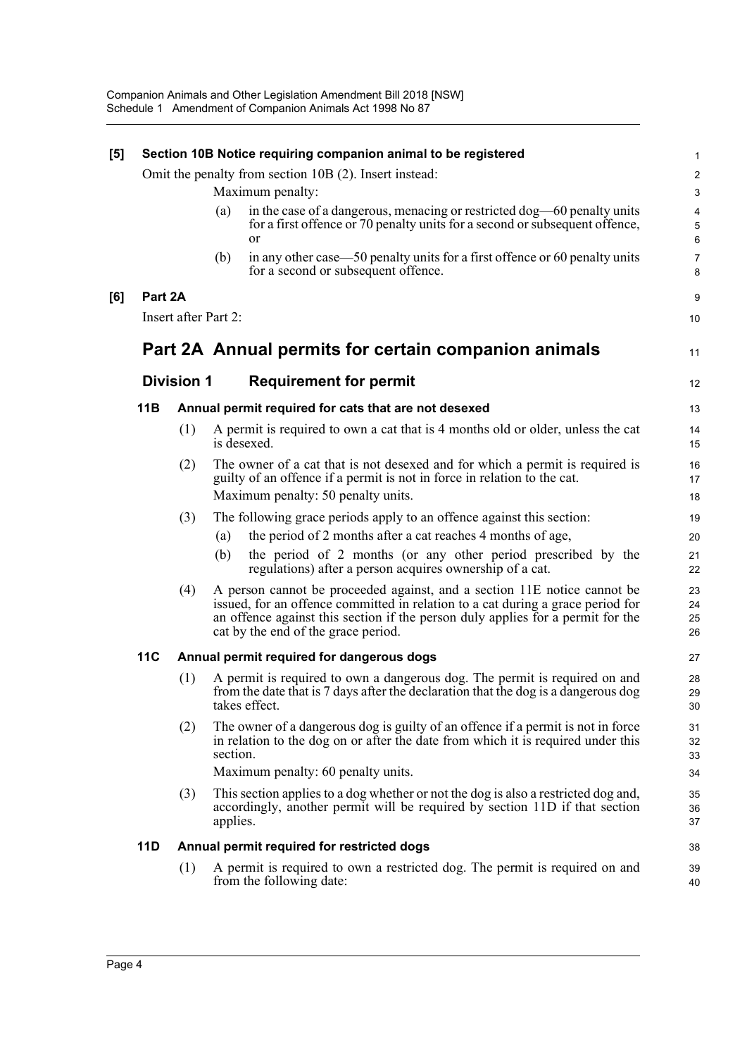**[5] Section 10B Notice requiring companion animal to be registered**

Omit the penalty from section 10B (2). Insert instead:

Maximum penalty:

(a) in the case of a dangerous, menacing or restricted dog—60 penalty units for a first offence or 70 penalty units for a second or subsequent offence, or

(b) in any other case—50 penalty units for a first offence or 60 penalty units for a second or subsequent offence.

**[6] Part 2A**

Insert after Part 2:

# Part 2A Annual permits for certain companion animals

## Division 1 Requirement for permit

### 11B Annual permit required for cats that are not desexed

(1) A permit is required to own a cat that is 4 months old or older, unless the cat is desexed.

(2) The owner of a cat that is not desexed and for which a permit is required is guilty of an offence if a permit is not in force in relation to the cat.

Maximum penalty: 50 penalty units.

(3) The following grace periods apply to an offence against this section:

(a) the period of 2 months after a cat reaches 4 months of age,

(b) the period of 2 months (or any other period prescribed by the regulations) after a person acquires ownership of a cat.

(4) A person cannot be proceeded against, and a section 11E notice cannot be issued, for an offence committed in relation to a cat during a grace period for an offence against this section if the person duly applies for a permit for the cat by the end of the grace period.

### 11C Annual permit required for dangerous dogs

(1) A permit is required to own a dangerous dog. The permit is required on and from the date that is 7 days after the declaration that the dog is a dangerous dog takes effect.

(2) The owner of a dangerous dog is guilty of an offence if a permit is not in force in relation to the dog on or after the date from which it is required under this section.

Maximum penalty: 60 penalty units.

(3) This section applies to a dog whether or not the dog is also a restricted dog and, accordingly, another permit will be required by section 11D if that section applies.

### 11D Annual permit required for restricted dogs

(1) A permit is required to own a restricted dog. The permit is required on and from the following date: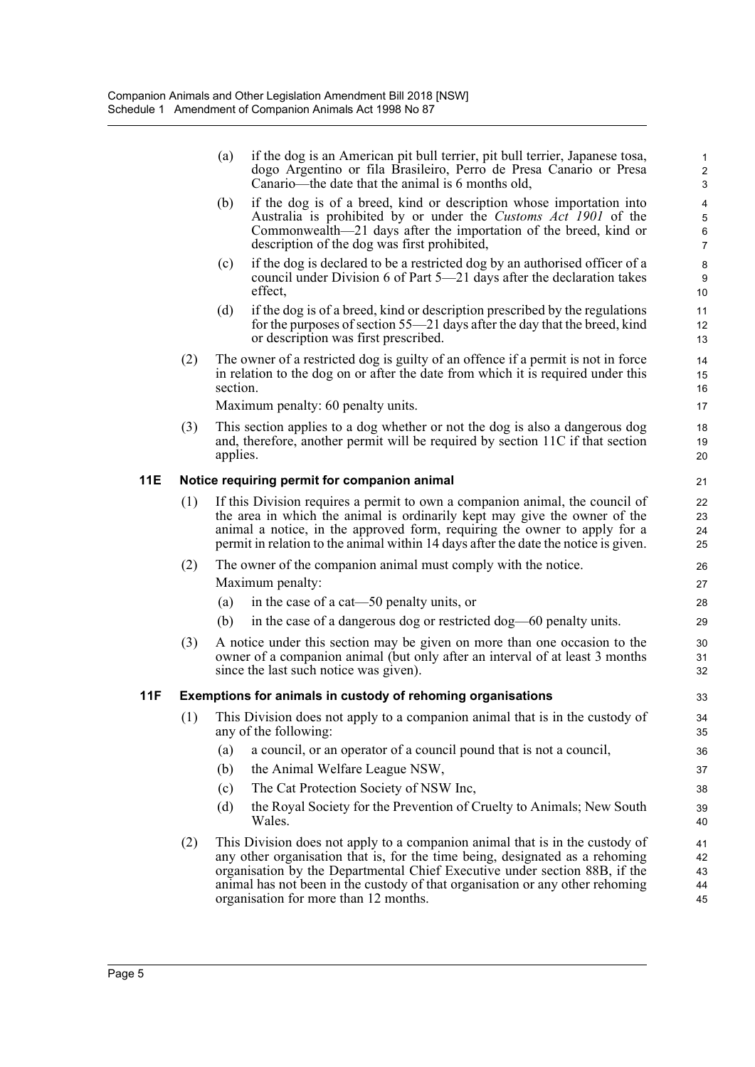(a) if the dog is an American pit bull terrier, pit bull terrier, Japanese tosa, dogo Argentino or fila Brasileiro, Perro de Presa Canario or Presa Canario—the date that the animal is 6 months old,

(b) if the dog is of a breed, kind or description whose importation into Australia is prohibited by or under the *Customs Act 1901* of the Commonwealth—21 days after the importation of the breed, kind or description of the dog was first prohibited,

(c) if the dog is declared to be a restricted dog by an authorised officer of a council under Division 6 of Part 5—21 days after the declaration takes effect,

(d) if the dog is of a breed, kind or description prescribed by the regulations for the purposes of section 55—21 days after the day that the breed, kind or description was first prescribed.

(2) The owner of a restricted dog is guilty of an offence if a permit is not in force in relation to the dog on or after the date from which it is required under this section.

Maximum penalty: 60 penalty units.

(3) This section applies to a dog whether or not the dog is also a dangerous dog and, therefore, another permit will be required by section 11C if that section applies.

### 11E Notice requiring permit for companion animal

(1) If this Division requires a permit to own a companion animal, the council of the area in which the animal is ordinarily kept may give the owner of the animal a notice, in the approved form, requiring the owner to apply for a permit in relation to the animal within 14 days after the date the notice is given.

(2) The owner of the companion animal must comply with the notice.

Maximum penalty:

(a) in the case of a cat—50 penalty units, or

(b) in the case of a dangerous dog or restricted dog—60 penalty units.

(3) A notice under this section may be given on more than one occasion to the owner of a companion animal (but only after an interval of at least 3 months since the last such notice was given).

### 11F Exemptions for animals in custody of rehoming organisations

(1) This Division does not apply to a companion animal that is in the custody of any of the following:

(a) a council, or an operator of a council pound that is not a council,

(b) the Animal Welfare League NSW,

(c) The Cat Protection Society of NSW Inc,

(d) the Royal Society for the Prevention of Cruelty to Animals; New South Wales.

(2) This Division does not apply to a companion animal that is in the custody of any other organisation that is, for the time being, designated as a rehoming organisation by the Departmental Chief Executive under section 88B, if the animal has not been in the custody of that organisation or any other rehoming organisation for more than 12 months.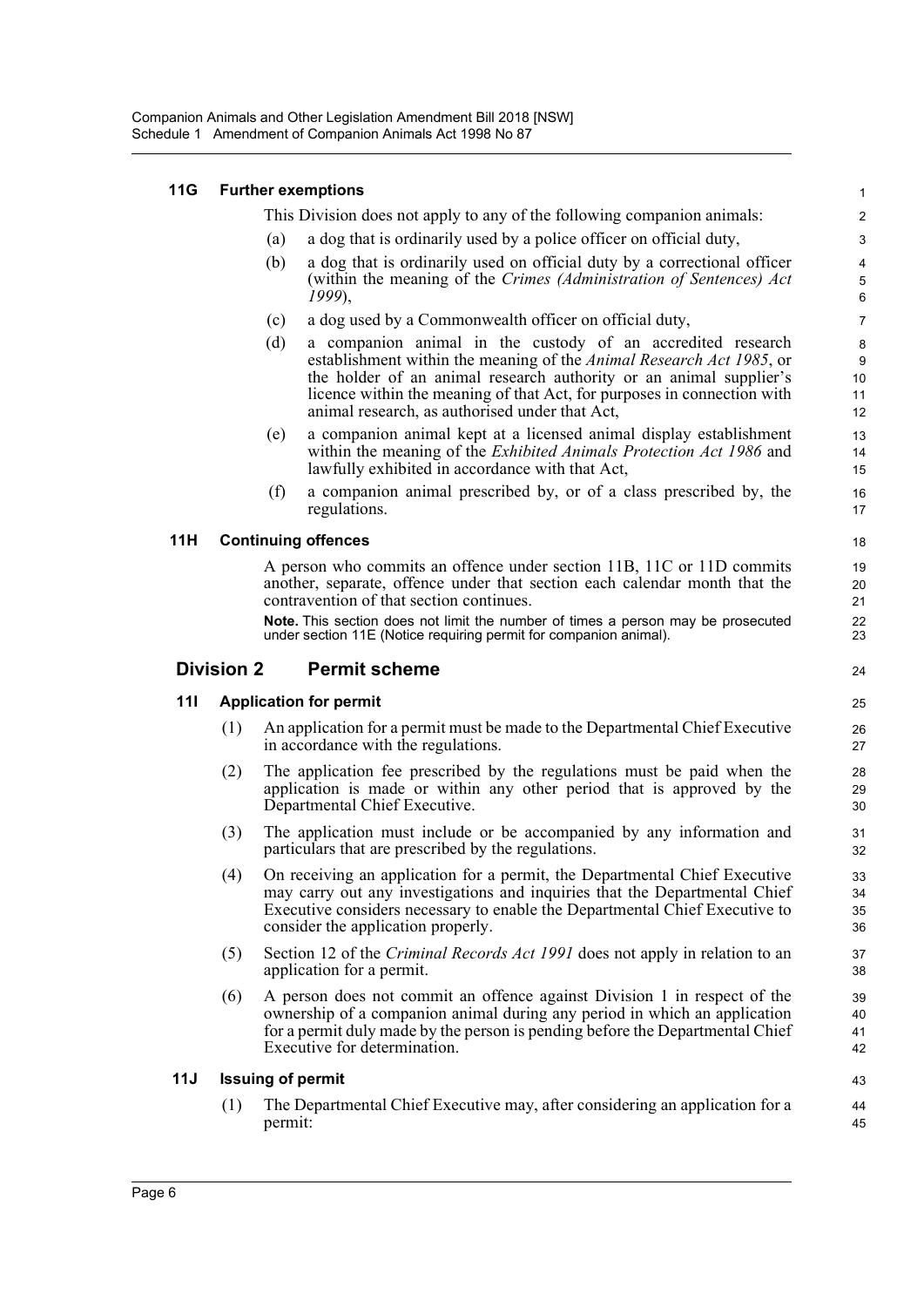### 11G Further exemptions

This Division does not apply to any of the following companion animals:

(a) a dog that is ordinarily used by a police officer on official duty,

(b) a dog that is ordinarily used on official duty by a correctional officer (within the meaning of the *Crimes (Administration of Sentences) Act 1999*),

(c) a dog used by a Commonwealth officer on official duty,

(d) a companion animal in the custody of an accredited research establishment within the meaning of the *Animal Research Act 1985*, or the holder of an animal research authority or an animal supplier's licence within the meaning of that Act, for purposes in connection with animal research, as authorised under that Act,

(e) a companion animal kept at a licensed animal display establishment within the meaning of the *Exhibited Animals Protection Act 1986* and lawfully exhibited in accordance with that Act,

(f) a companion animal prescribed by, or of a class prescribed by, the regulations.

### 11H Continuing offences

A person who commits an offence under section 11B, 11C or 11D commits another, separate, offence under that section each calendar month that the contravention of that section continues.

**Note.** This section does not limit the number of times a person may be prosecuted under section 11E (Notice requiring permit for companion animal).

## Division 2 Permit scheme

### 11I Application for permit

(1) An application for a permit must be made to the Departmental Chief Executive in accordance with the regulations.

(2) The application fee prescribed by the regulations must be paid when the application is made or within any other period that is approved by the Departmental Chief Executive.

(3) The application must include or be accompanied by any information and particulars that are prescribed by the regulations.

(4) On receiving an application for a permit, the Departmental Chief Executive may carry out any investigations and inquiries that the Departmental Chief Executive considers necessary to enable the Departmental Chief Executive to consider the application properly.

(5) Section 12 of the *Criminal Records Act 1991* does not apply in relation to an application for a permit.

(6) A person does not commit an offence against Division 1 in respect of the ownership of a companion animal during any period in which an application for a permit duly made by the person is pending before the Departmental Chief Executive for determination.

### 11J Issuing of permit

(1) The Departmental Chief Executive may, after considering an application for a permit: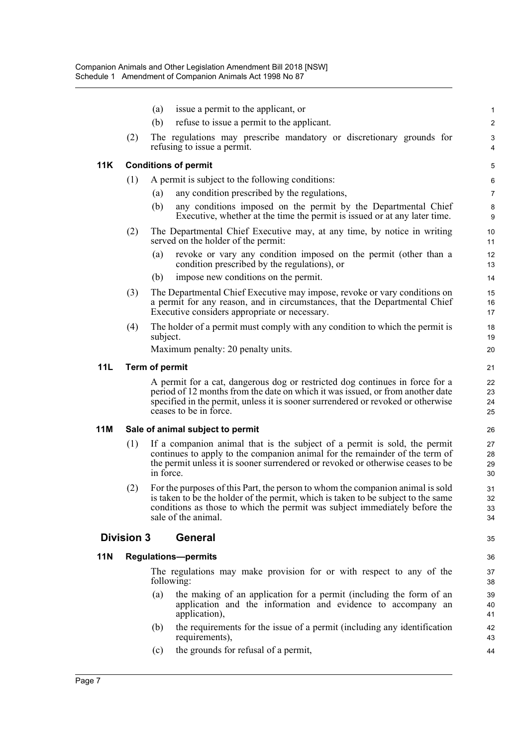(a) issue a permit to the applicant, or

(b) refuse to issue a permit to the applicant.

(2) The regulations may prescribe mandatory or discretionary grounds for refusing to issue a permit.

### 11K Conditions of permit

(1) A permit is subject to the following conditions:

(a) any condition prescribed by the regulations,

(b) any conditions imposed on the permit by the Departmental Chief Executive, whether at the time the permit is issued or at any later time.

(2) The Departmental Chief Executive may, at any time, by notice in writing served on the holder of the permit:

(a) revoke or vary any condition imposed on the permit (other than a condition prescribed by the regulations), or

(b) impose new conditions on the permit.

(3) The Departmental Chief Executive may impose, revoke or vary conditions on a permit for any reason, and in circumstances, that the Departmental Chief Executive considers appropriate or necessary.

(4) The holder of a permit must comply with any condition to which the permit is subject.

Maximum penalty: 20 penalty units.

### 11L Term of permit

A permit for a cat, dangerous dog or restricted dog continues in force for a period of 12 months from the date on which it was issued, or from another date specified in the permit, unless it is sooner surrendered or revoked or otherwise ceases to be in force.

### 11M Sale of animal subject to permit

(1) If a companion animal that is the subject of a permit is sold, the permit continues to apply to the companion animal for the remainder of the term of the permit unless it is sooner surrendered or revoked or otherwise ceases to be in force.

(2) For the purposes of this Part, the person to whom the companion animal is sold is taken to be the holder of the permit, which is taken to be subject to the same conditions as those to which the permit was subject immediately before the sale of the animal.

## Division 3 General

### 11N Regulations—permits

The regulations may make provision for or with respect to any of the following:

(a) the making of an application for a permit (including the form of an application and the information and evidence to accompany an application),

(b) the requirements for the issue of a permit (including any identification requirements),

(c) the grounds for refusal of a permit,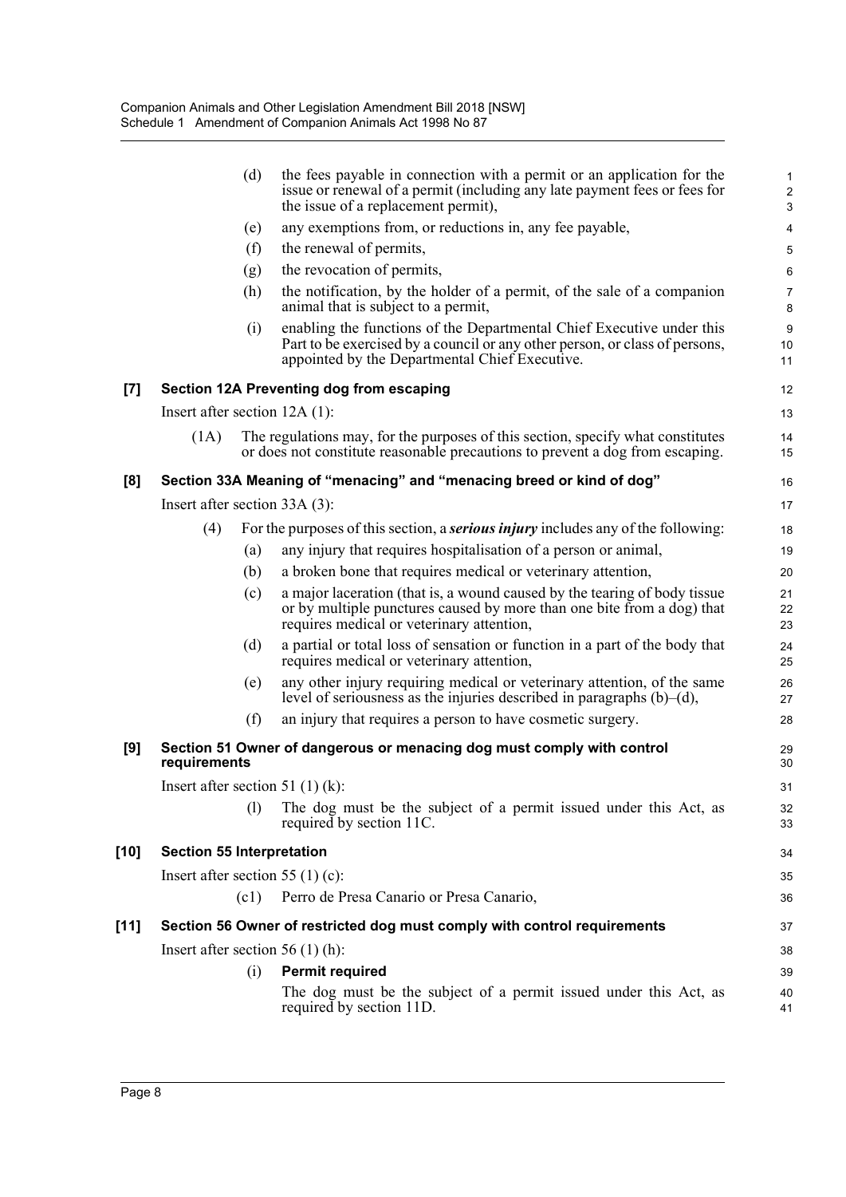(d) the fees payable in connection with a permit or an application for the issue or renewal of a permit (including any late payment fees or fees for the issue of a replacement permit),

(e) any exemptions from, or reductions in, any fee payable,

(f) the renewal of permits,

(g) the revocation of permits,

(h) the notification, by the holder of a permit, of the sale of a companion animal that is subject to a permit,

(i) enabling the functions of the Departmental Chief Executive under this Part to be exercised by a council or any other person, or class of persons, appointed by the Departmental Chief Executive.

**[7] Section 12A Preventing dog from escaping**

Insert after section 12A (1):

(1A) The regulations may, for the purposes of this section, specify what constitutes or does not constitute reasonable precautions to prevent a dog from escaping.

**[8] Section 33A Meaning of "menacing" and "menacing breed or kind of dog"**

Insert after section 33A (3):

(4) For the purposes of this section, a ***serious injury*** includes any of the following:

(a) any injury that requires hospitalisation of a person or animal,

(b) a broken bone that requires medical or veterinary attention,

(c) a major laceration (that is, a wound caused by the tearing of body tissue or by multiple punctures caused by more than one bite from a dog) that requires medical or veterinary attention,

(d) a partial or total loss of sensation or function in a part of the body that requires medical or veterinary attention,

(e) any other injury requiring medical or veterinary attention, of the same level of seriousness as the injuries described in paragraphs (b)–(d),

(f) an injury that requires a person to have cosmetic surgery.

**[9] Section 51 Owner of dangerous or menacing dog must comply with control requirements**

Insert after section 51 (1) (k):

(l) The dog must be the subject of a permit issued under this Act, as required by section 11C.

**[10] Section 55 Interpretation**

Insert after section 55 (1) (c):

(c1) Perro de Presa Canario or Presa Canario,

**[11] Section 56 Owner of restricted dog must comply with control requirements**

Insert after section 56 (1) (h):

(i) **Permit required**

The dog must be the subject of a permit issued under this Act, as required by section 11D.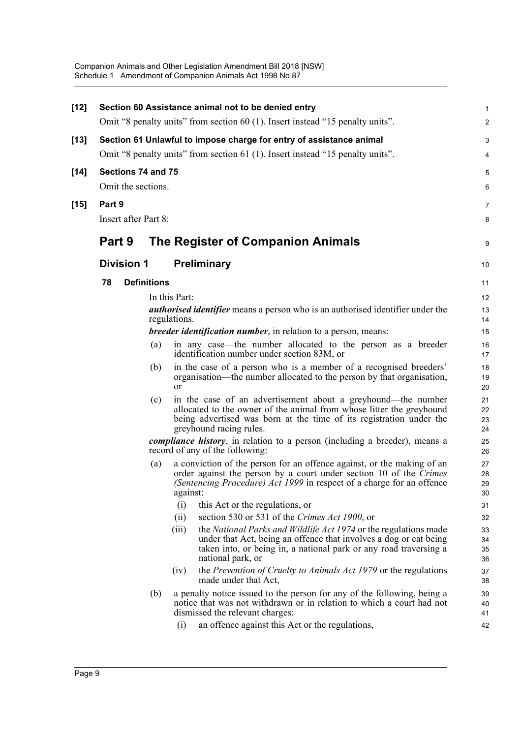**[12] Section 60 Assistance animal not to be denied entry**

Omit "8 penalty units" from section 60 (1). Insert instead "15 penalty units".

**[13] Section 61 Unlawful to impose charge for entry of assistance animal**

Omit "8 penalty units" from section 61 (1). Insert instead "15 penalty units".

**[14] Sections 74 and 75**

Omit the sections.

**[15] Part 9**

Insert after Part 8:

# Part 9 The Register of Companion Animals

## Division 1 Preliminary

### 78 Definitions

In this Part:

***authorised identifier*** means a person who is an authorised identifier under the regulations.

***breeder identification number***, in relation to a person, means:

(a) in any case—the number allocated to the person as a breeder identification number under section 83M, or

(b) in the case of a person who is a member of a recognised breeders' organisation—the number allocated to the person by that organisation, or

(c) in the case of an advertisement about a greyhound—the number allocated to the owner of the animal from whose litter the greyhound being advertised was born at the time of its registration under the greyhound racing rules.

***compliance history***, in relation to a person (including a breeder), means a record of any of the following:

(a) a conviction of the person for an offence against, or the making of an order against the person by a court under section 10 of the *Crimes (Sentencing Procedure) Act 1999* in respect of a charge for an offence against:

(i) this Act or the regulations, or

(ii) section 530 or 531 of the *Crimes Act 1900*, or

(iii) the *National Parks and Wildlife Act 1974* or the regulations made under that Act, being an offence that involves a dog or cat being taken into, or being in, a national park or any road traversing a national park, or

(iv) the *Prevention of Cruelty to Animals Act 1979* or the regulations made under that Act,

(b) a penalty notice issued to the person for any of the following, being a notice that was not withdrawn or in relation to which a court had not dismissed the relevant charges:

(i) an offence against this Act or the regulations,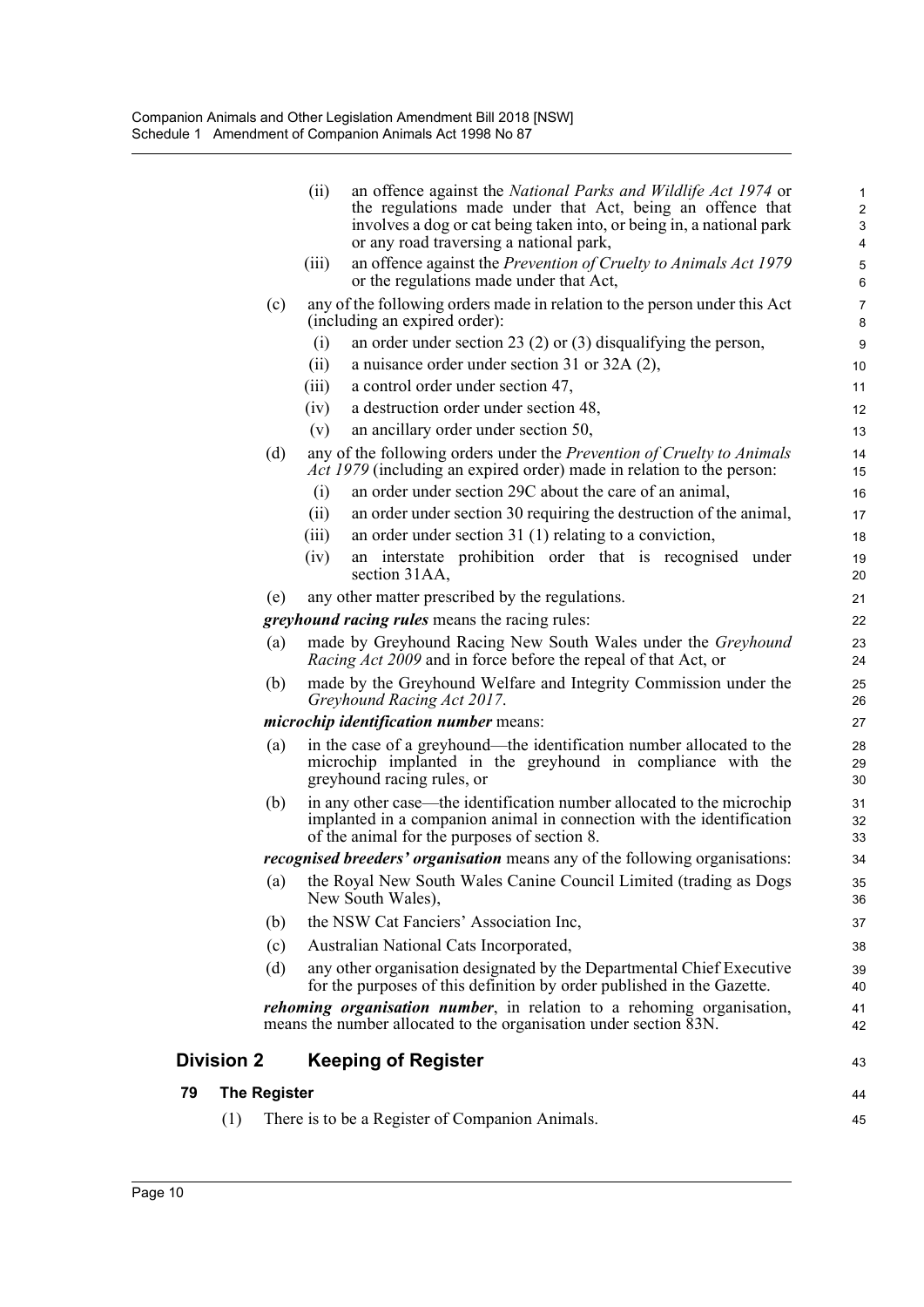(ii) an offence against the *National Parks and Wildlife Act 1974* or the regulations made under that Act, being an offence that involves a dog or cat being taken into, or being in, a national park or any road traversing a national park,

(iii) an offence against the *Prevention of Cruelty to Animals Act 1979* or the regulations made under that Act,

(c) any of the following orders made in relation to the person under this Act (including an expired order):

(i) an order under section 23 (2) or (3) disqualifying the person,

(ii) a nuisance order under section 31 or 32A (2),

(iii) a control order under section 47,

(iv) a destruction order under section 48,

(v) an ancillary order under section 50,

(d) any of the following orders under the *Prevention of Cruelty to Animals Act 1979* (including an expired order) made in relation to the person:

(i) an order under section 29C about the care of an animal,

(ii) an order under section 30 requiring the destruction of the animal,

(iii) an order under section 31 (1) relating to a conviction,

(iv) an interstate prohibition order that is recognised under section 31AA,

(e) any other matter prescribed by the regulations.

***greyhound racing rules*** means the racing rules:

(a) made by Greyhound Racing New South Wales under the *Greyhound Racing Act 2009* and in force before the repeal of that Act, or

(b) made by the Greyhound Welfare and Integrity Commission under the *Greyhound Racing Act 2017*.

***microchip identification number*** means:

(a) in the case of a greyhound—the identification number allocated to the microchip implanted in the greyhound in compliance with the greyhound racing rules, or

(b) in any other case—the identification number allocated to the microchip implanted in a companion animal in connection with the identification of the animal for the purposes of section 8.

***recognised breeders' organisation*** means any of the following organisations:

(a) the Royal New South Wales Canine Council Limited (trading as Dogs New South Wales),

(b) the NSW Cat Fanciers' Association Inc,

(c) Australian National Cats Incorporated,

(d) any other organisation designated by the Departmental Chief Executive for the purposes of this definition by order published in the Gazette.

***rehoming organisation number***, in relation to a rehoming organisation, means the number allocated to the organisation under section 83N.

## Division 2 Keeping of Register

### 79 The Register

(1) There is to be a Register of Companion Animals.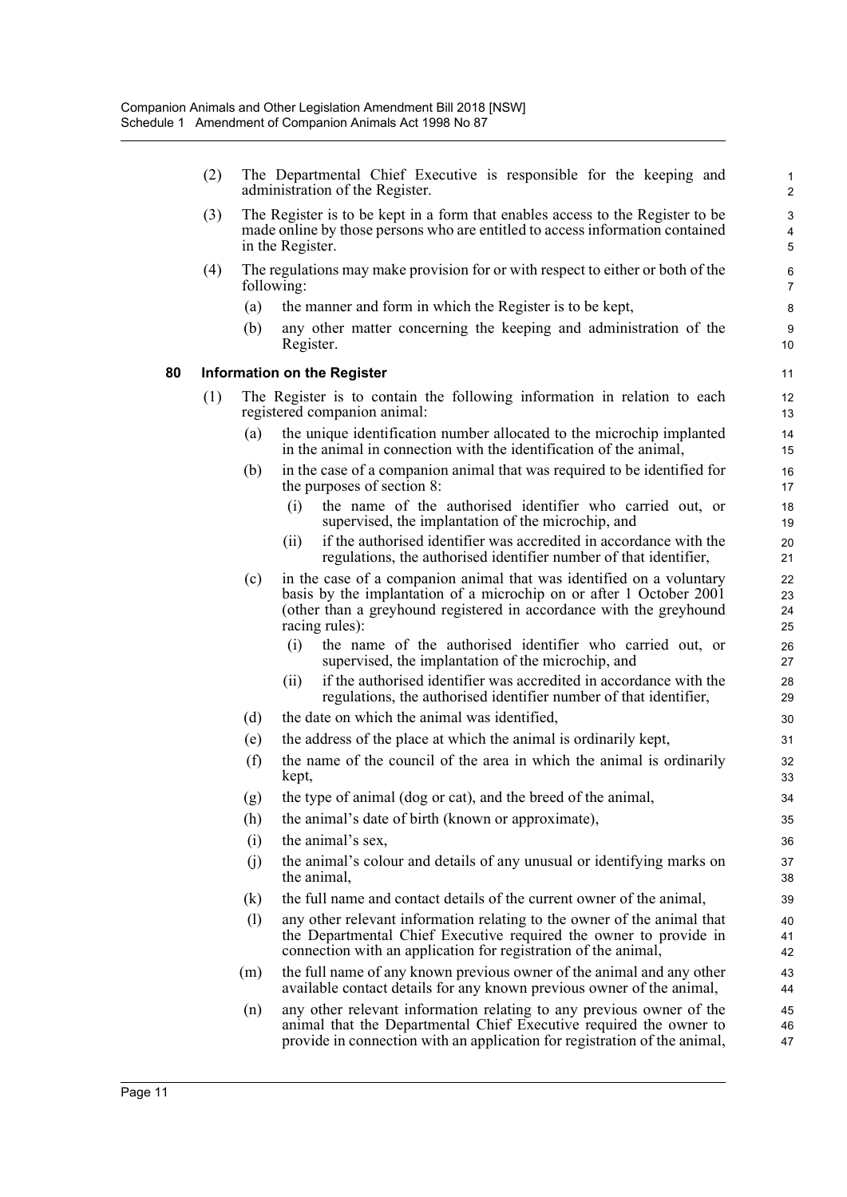(2) The Departmental Chief Executive is responsible for the keeping and administration of the Register.

(3) The Register is to be kept in a form that enables access to the Register to be made online by those persons who are entitled to access information contained in the Register.

(4) The regulations may make provision for or with respect to either or both of the following:

(a) the manner and form in which the Register is to be kept,

(b) any other matter concerning the keeping and administration of the Register.

### 80 Information on the Register

(1) The Register is to contain the following information in relation to each registered companion animal:

(a) the unique identification number allocated to the microchip implanted in the animal in connection with the identification of the animal,

(b) in the case of a companion animal that was required to be identified for the purposes of section 8:

(i) the name of the authorised identifier who carried out, or supervised, the implantation of the microchip, and

(ii) if the authorised identifier was accredited in accordance with the regulations, the authorised identifier number of that identifier,

(c) in the case of a companion animal that was identified on a voluntary basis by the implantation of a microchip on or after 1 October 2001 (other than a greyhound registered in accordance with the greyhound racing rules):

(i) the name of the authorised identifier who carried out, or supervised, the implantation of the microchip, and

(ii) if the authorised identifier was accredited in accordance with the regulations, the authorised identifier number of that identifier,

(d) the date on which the animal was identified,

(e) the address of the place at which the animal is ordinarily kept,

(f) the name of the council of the area in which the animal is ordinarily kept,

(g) the type of animal (dog or cat), and the breed of the animal,

(h) the animal's date of birth (known or approximate),

(i) the animal's sex,

(j) the animal's colour and details of any unusual or identifying marks on the animal,

(k) the full name and contact details of the current owner of the animal,

(l) any other relevant information relating to the owner of the animal that the Departmental Chief Executive required the owner to provide in connection with an application for registration of the animal,

(m) the full name of any known previous owner of the animal and any other available contact details for any known previous owner of the animal,

(n) any other relevant information relating to any previous owner of the animal that the Departmental Chief Executive required the owner to provide in connection with an application for registration of the animal,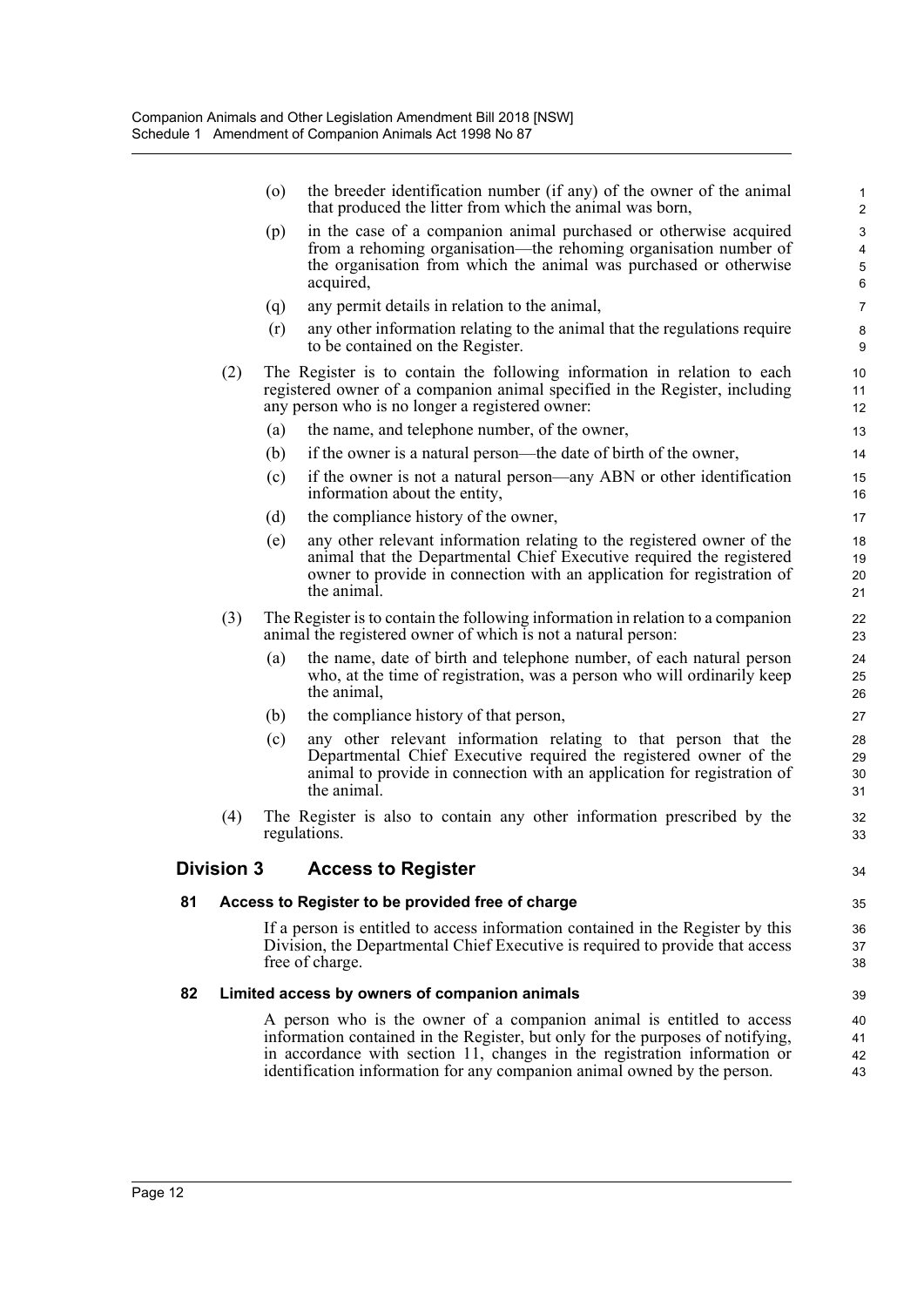(o) the breeder identification number (if any) of the owner of the animal that produced the litter from which the animal was born,

(p) in the case of a companion animal purchased or otherwise acquired from a rehoming organisation—the rehoming organisation number of the organisation from which the animal was purchased or otherwise acquired,

(q) any permit details in relation to the animal,

(r) any other information relating to the animal that the regulations require to be contained on the Register.

(2) The Register is to contain the following information in relation to each registered owner of a companion animal specified in the Register, including any person who is no longer a registered owner:

(a) the name, and telephone number, of the owner,

(b) if the owner is a natural person—the date of birth of the owner,

(c) if the owner is not a natural person—any ABN or other identification information about the entity,

(d) the compliance history of the owner,

(e) any other relevant information relating to the registered owner of the animal that the Departmental Chief Executive required the registered owner to provide in connection with an application for registration of the animal.

(3) The Register is to contain the following information in relation to a companion animal the registered owner of which is not a natural person:

(a) the name, date of birth and telephone number, of each natural person who, at the time of registration, was a person who will ordinarily keep the animal,

(b) the compliance history of that person,

(c) any other relevant information relating to that person that the Departmental Chief Executive required the registered owner of the animal to provide in connection with an application for registration of the animal.

(4) The Register is also to contain any other information prescribed by the regulations.

## Division 3 Access to Register

### 81 Access to Register to be provided free of charge

If a person is entitled to access information contained in the Register by this Division, the Departmental Chief Executive is required to provide that access free of charge.

### 82 Limited access by owners of companion animals

A person who is the owner of a companion animal is entitled to access information contained in the Register, but only for the purposes of notifying, in accordance with section 11, changes in the registration information or identification information for any companion animal owned by the person.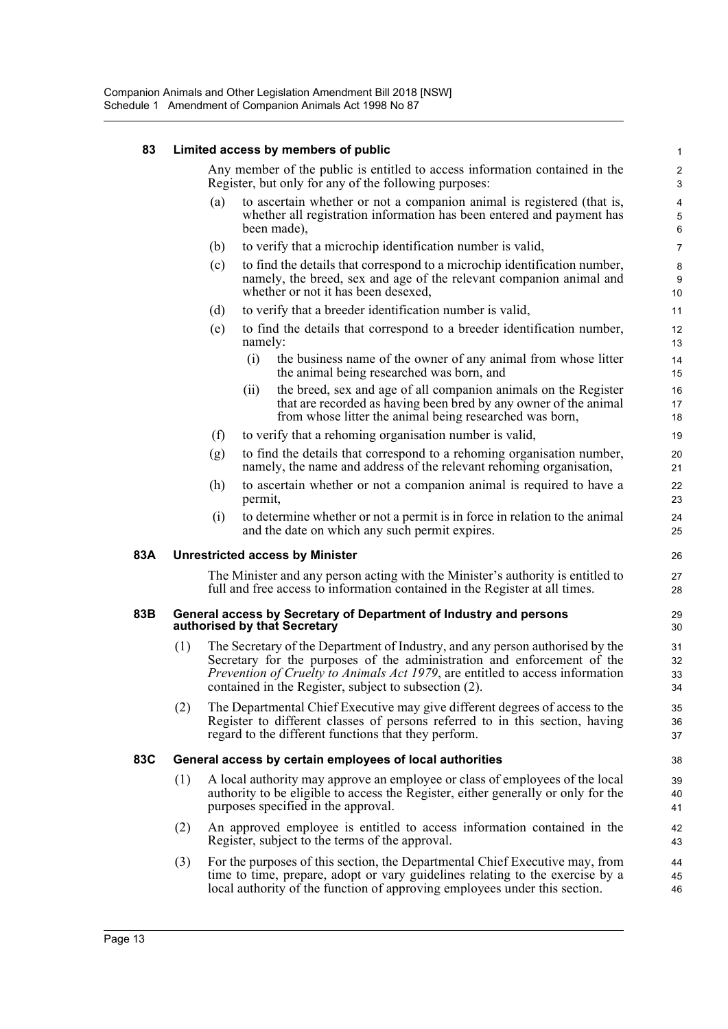### 83 Limited access by members of public

Any member of the public is entitled to access information contained in the Register, but only for any of the following purposes:

(a) to ascertain whether or not a companion animal is registered (that is, whether all registration information has been entered and payment has been made),

(b) to verify that a microchip identification number is valid,

(c) to find the details that correspond to a microchip identification number, namely, the breed, sex and age of the relevant companion animal and whether or not it has been desexed,

(d) to verify that a breeder identification number is valid,

(e) to find the details that correspond to a breeder identification number, namely:

(i) the business name of the owner of any animal from whose litter the animal being researched was born, and

(ii) the breed, sex and age of all companion animals on the Register that are recorded as having been bred by any owner of the animal from whose litter the animal being researched was born,

(f) to verify that a rehoming organisation number is valid,

(g) to find the details that correspond to a rehoming organisation number, namely, the name and address of the relevant rehoming organisation,

(h) to ascertain whether or not a companion animal is required to have a permit,

(i) to determine whether or not a permit is in force in relation to the animal and the date on which any such permit expires.

### 83A Unrestricted access by Minister

The Minister and any person acting with the Minister's authority is entitled to full and free access to information contained in the Register at all times.

### 83B General access by Secretary of Department of Industry and persons authorised by that Secretary

(1) The Secretary of the Department of Industry, and any person authorised by the Secretary for the purposes of the administration and enforcement of the *Prevention of Cruelty to Animals Act 1979*, are entitled to access information contained in the Register, subject to subsection (2).

(2) The Departmental Chief Executive may give different degrees of access to the Register to different classes of persons referred to in this section, having regard to the different functions that they perform.

### 83C General access by certain employees of local authorities

(1) A local authority may approve an employee or class of employees of the local authority to be eligible to access the Register, either generally or only for the purposes specified in the approval.

(2) An approved employee is entitled to access information contained in the Register, subject to the terms of the approval.

(3) For the purposes of this section, the Departmental Chief Executive may, from time to time, prepare, adopt or vary guidelines relating to the exercise by a local authority of the function of approving employees under this section.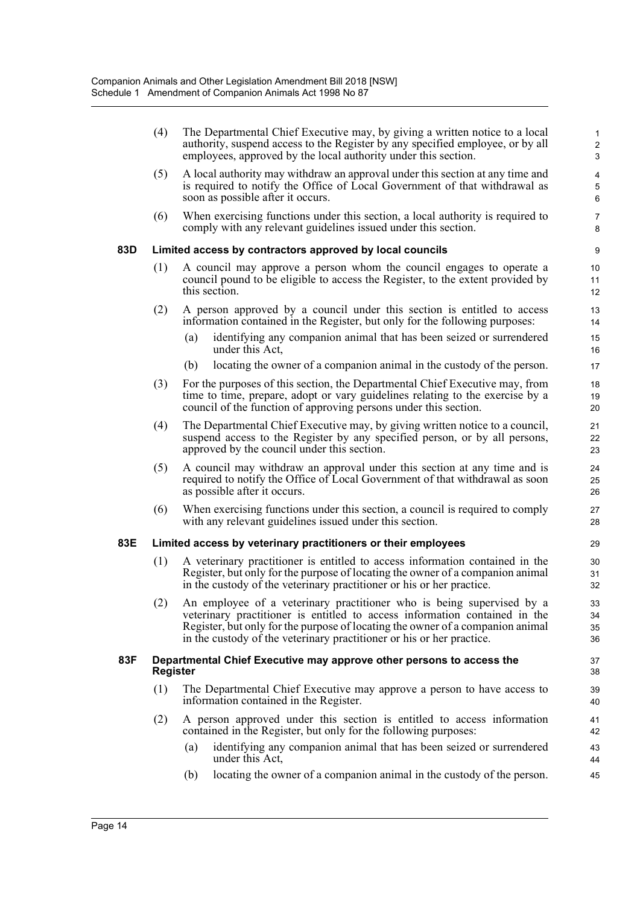(4) The Departmental Chief Executive may, by giving a written notice to a local authority, suspend access to the Register by any specified employee, or by all employees, approved by the local authority under this section.

(5) A local authority may withdraw an approval under this section at any time and is required to notify the Office of Local Government of that withdrawal as soon as possible after it occurs.

(6) When exercising functions under this section, a local authority is required to comply with any relevant guidelines issued under this section.

### 83D Limited access by contractors approved by local councils

(1) A council may approve a person whom the council engages to operate a council pound to be eligible to access the Register, to the extent provided by this section.

(2) A person approved by a council under this section is entitled to access information contained in the Register, but only for the following purposes:

- (a) identifying any companion animal that has been seized or surrendered under this Act,
- (b) locating the owner of a companion animal in the custody of the person.

(3) For the purposes of this section, the Departmental Chief Executive may, from time to time, prepare, adopt or vary guidelines relating to the exercise by a council of the function of approving persons under this section.

(4) The Departmental Chief Executive may, by giving written notice to a council, suspend access to the Register by any specified person, or by all persons, approved by the council under this section.

(5) A council may withdraw an approval under this section at any time and is required to notify the Office of Local Government of that withdrawal as soon as possible after it occurs.

(6) When exercising functions under this section, a council is required to comply with any relevant guidelines issued under this section.

### 83E Limited access by veterinary practitioners or their employees

(1) A veterinary practitioner is entitled to access information contained in the Register, but only for the purpose of locating the owner of a companion animal in the custody of the veterinary practitioner or his or her practice.

(2) An employee of a veterinary practitioner who is being supervised by a veterinary practitioner is entitled to access information contained in the Register, but only for the purpose of locating the owner of a companion animal in the custody of the veterinary practitioner or his or her practice.

### 83F Departmental Chief Executive may approve other persons to access the Register

(1) The Departmental Chief Executive may approve a person to have access to information contained in the Register.

(2) A person approved under this section is entitled to access information contained in the Register, but only for the following purposes:

- (a) identifying any companion animal that has been seized or surrendered under this Act,
- (b) locating the owner of a companion animal in the custody of the person.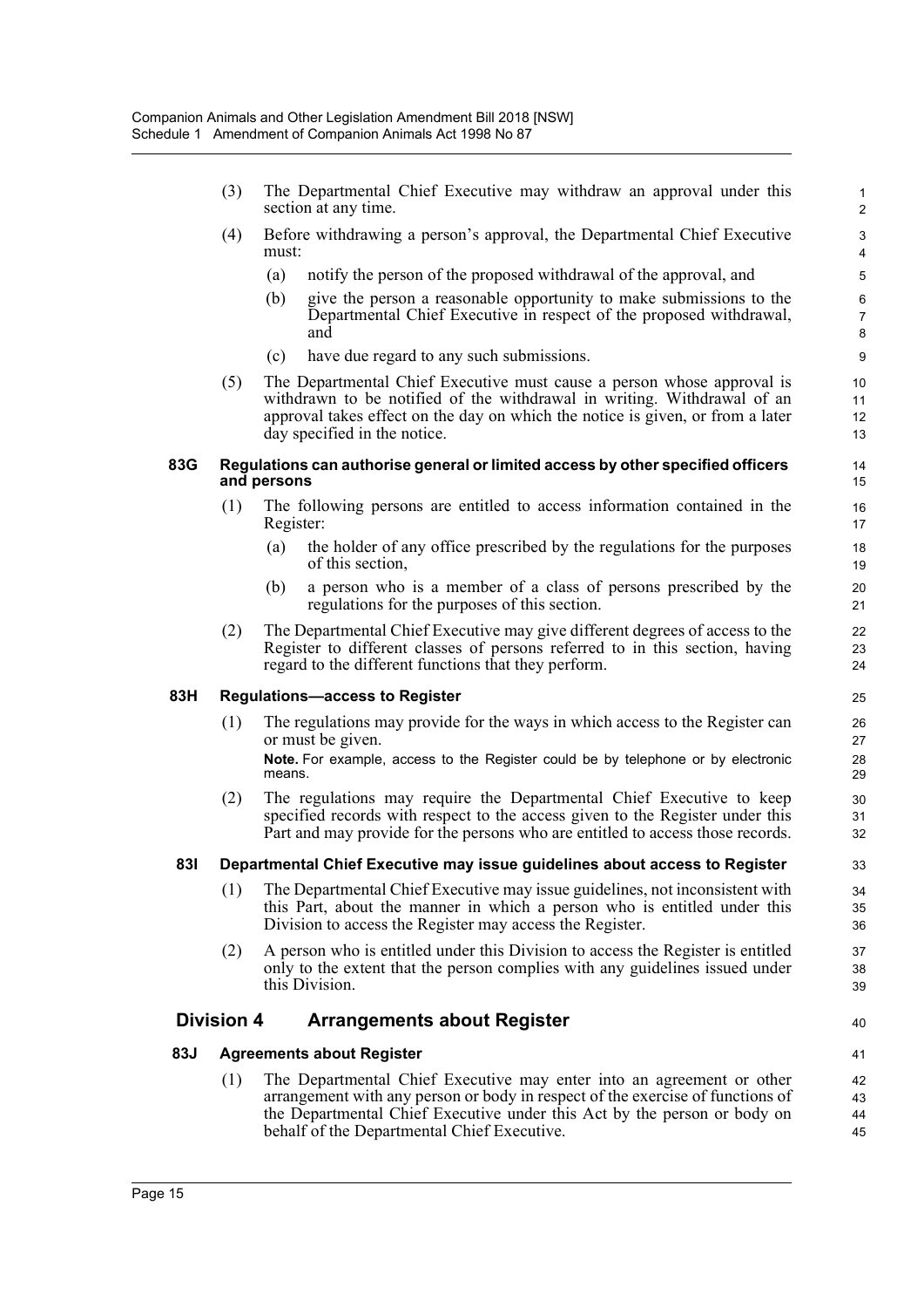(3) The Departmental Chief Executive may withdraw an approval under this section at any time.

(4) Before withdrawing a person's approval, the Departmental Chief Executive must:

(a) notify the person of the proposed withdrawal of the approval, and

(b) give the person a reasonable opportunity to make submissions to the Departmental Chief Executive in respect of the proposed withdrawal, and

(c) have due regard to any such submissions.

(5) The Departmental Chief Executive must cause a person whose approval is withdrawn to be notified of the withdrawal in writing. Withdrawal of an approval takes effect on the day on which the notice is given, or from a later day specified in the notice.

#### 83G Regulations can authorise general or limited access by other specified officers and persons

(1) The following persons are entitled to access information contained in the Register:

(a) the holder of any office prescribed by the regulations for the purposes of this section,

(b) a person who is a member of a class of persons prescribed by the regulations for the purposes of this section.

(2) The Departmental Chief Executive may give different degrees of access to the Register to different classes of persons referred to in this section, having regard to the different functions that they perform.

#### 83H Regulations—access to Register

(1) The regulations may provide for the ways in which access to the Register can or must be given.

**Note.** For example, access to the Register could be by telephone or by electronic means.

(2) The regulations may require the Departmental Chief Executive to keep specified records with respect to the access given to the Register under this Part and may provide for the persons who are entitled to access those records.

#### 83I Departmental Chief Executive may issue guidelines about access to Register

(1) The Departmental Chief Executive may issue guidelines, not inconsistent with this Part, about the manner in which a person who is entitled under this Division to access the Register may access the Register.

(2) A person who is entitled under this Division to access the Register is entitled only to the extent that the person complies with any guidelines issued under this Division.

### Division 4 Arrangements about Register

#### 83J Agreements about Register

(1) The Departmental Chief Executive may enter into an agreement or other arrangement with any person or body in respect of the exercise of functions of the Departmental Chief Executive under this Act by the person or body on behalf of the Departmental Chief Executive.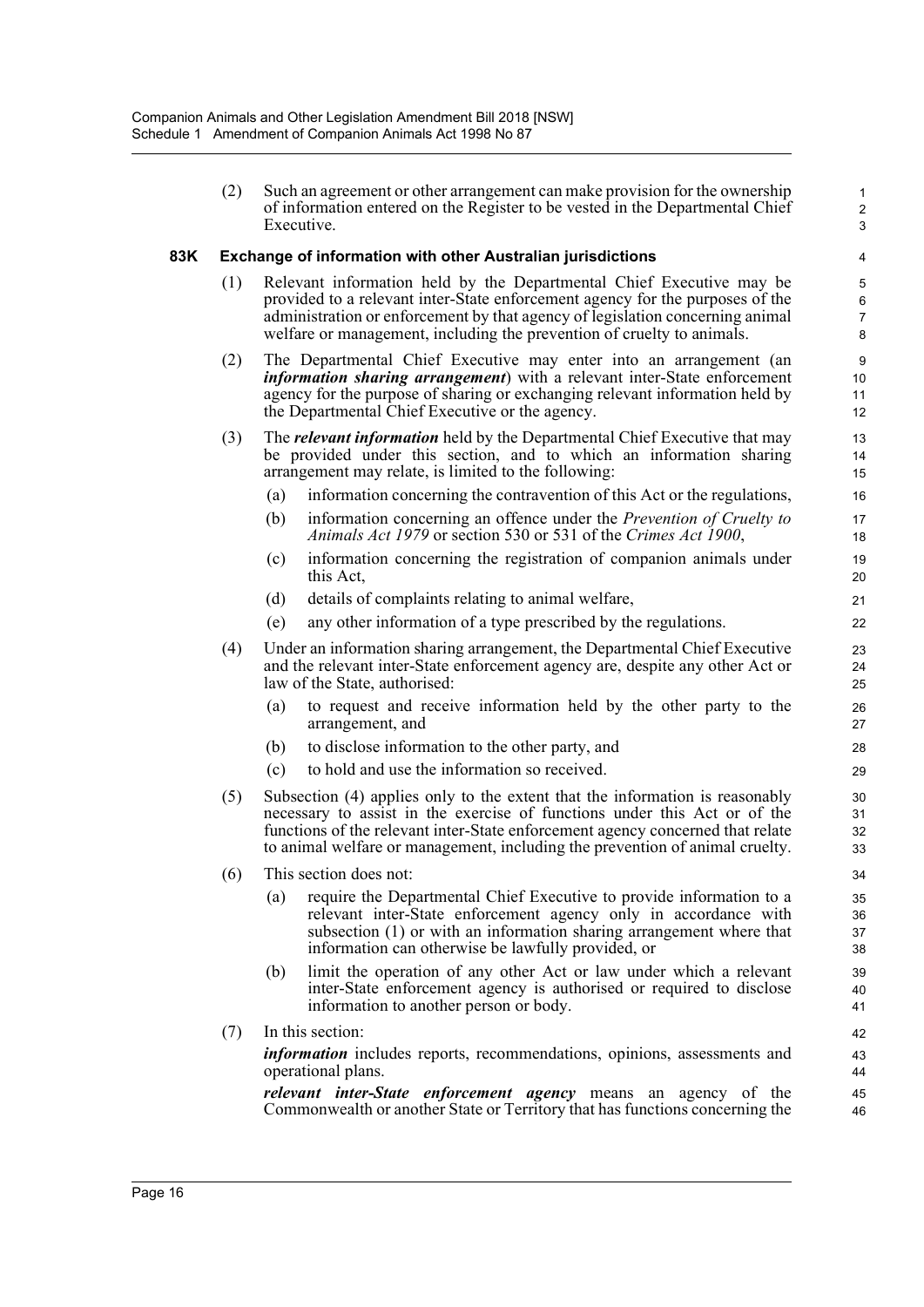(2) Such an agreement or other arrangement can make provision for the ownership of information entered on the Register to be vested in the Departmental Chief Executive.

**83K Exchange of information with other Australian jurisdictions**

(1) Relevant information held by the Departmental Chief Executive may be provided to a relevant inter-State enforcement agency for the purposes of the administration or enforcement by that agency of legislation concerning animal welfare or management, including the prevention of cruelty to animals.

(2) The Departmental Chief Executive may enter into an arrangement (an ***information sharing arrangement***) with a relevant inter-State enforcement agency for the purpose of sharing or exchanging relevant information held by the Departmental Chief Executive or the agency.

(3) The ***relevant information*** held by the Departmental Chief Executive that may be provided under this section, and to which an information sharing arrangement may relate, is limited to the following:

(a) information concerning the contravention of this Act or the regulations,

(b) information concerning an offence under the *Prevention of Cruelty to Animals Act 1979* or section 530 or 531 of the *Crimes Act 1900*,

(c) information concerning the registration of companion animals under this Act,

(d) details of complaints relating to animal welfare,

(e) any other information of a type prescribed by the regulations.

(4) Under an information sharing arrangement, the Departmental Chief Executive and the relevant inter-State enforcement agency are, despite any other Act or law of the State, authorised:

(a) to request and receive information held by the other party to the arrangement, and

(b) to disclose information to the other party, and

(c) to hold and use the information so received.

(5) Subsection (4) applies only to the extent that the information is reasonably necessary to assist in the exercise of functions under this Act or of the functions of the relevant inter-State enforcement agency concerned that relate to animal welfare or management, including the prevention of animal cruelty.

(6) This section does not:

(a) require the Departmental Chief Executive to provide information to a relevant inter-State enforcement agency only in accordance with subsection (1) or with an information sharing arrangement where that information can otherwise be lawfully provided, or

(b) limit the operation of any other Act or law under which a relevant inter-State enforcement agency is authorised or required to disclose information to another person or body.

(7) In this section:

***information*** includes reports, recommendations, opinions, assessments and operational plans.

***relevant inter-State enforcement agency*** means an agency of the Commonwealth or another State or Territory that has functions concerning the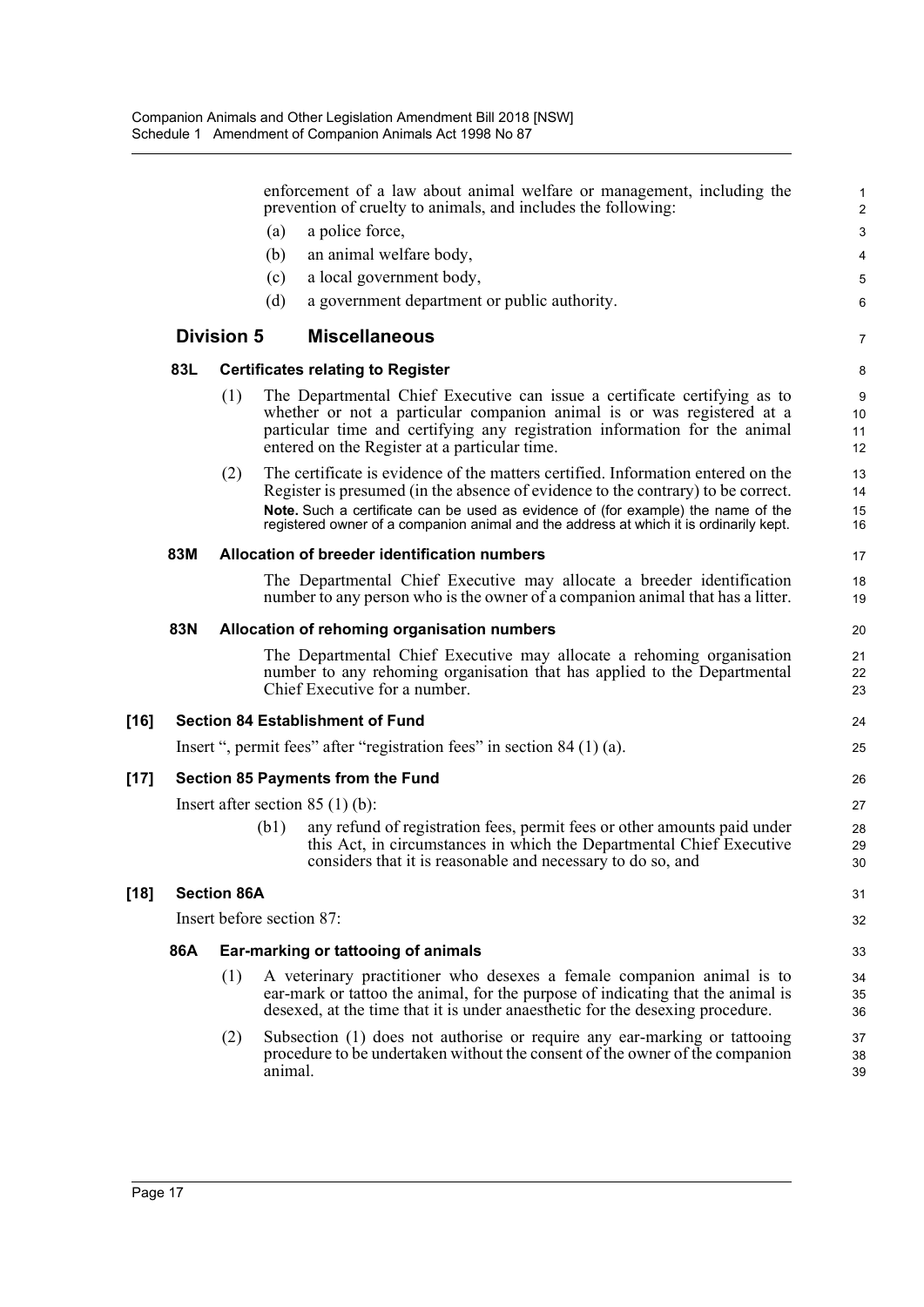enforcement of a law about animal welfare or management, including the prevention of cruelty to animals, and includes the following:

(a) a police force,

(b) an animal welfare body,

(c) a local government body,

(d) a government department or public authority.

## Division 5 Miscellaneous

### 83L Certificates relating to Register

(1) The Departmental Chief Executive can issue a certificate certifying as to whether or not a particular companion animal is or was registered at a particular time and certifying any registration information for the animal entered on the Register at a particular time.

(2) The certificate is evidence of the matters certified. Information entered on the Register is presumed (in the absence of evidence to the contrary) to be correct.

**Note.** Such a certificate can be used as evidence of (for example) the name of the registered owner of a companion animal and the address at which it is ordinarily kept.

### 83M Allocation of breeder identification numbers

The Departmental Chief Executive may allocate a breeder identification number to any person who is the owner of a companion animal that has a litter.

### 83N Allocation of rehoming organisation numbers

The Departmental Chief Executive may allocate a rehoming organisation number to any rehoming organisation that has applied to the Departmental Chief Executive for a number.

### [16] Section 84 Establishment of Fund

Insert ", permit fees" after "registration fees" in section 84 (1) (a).

### [17] Section 85 Payments from the Fund

Insert after section 85 (1) (b):

(b1) any refund of registration fees, permit fees or other amounts paid under this Act, in circumstances in which the Departmental Chief Executive considers that it is reasonable and necessary to do so, and

### [18] Section 86A

Insert before section 87:

### 86A Ear-marking or tattooing of animals

(1) A veterinary practitioner who desexes a female companion animal is to ear-mark or tattoo the animal, for the purpose of indicating that the animal is desexed, at the time that it is under anaesthetic for the desexing procedure.

(2) Subsection (1) does not authorise or require any ear-marking or tattooing procedure to be undertaken without the consent of the owner of the companion animal.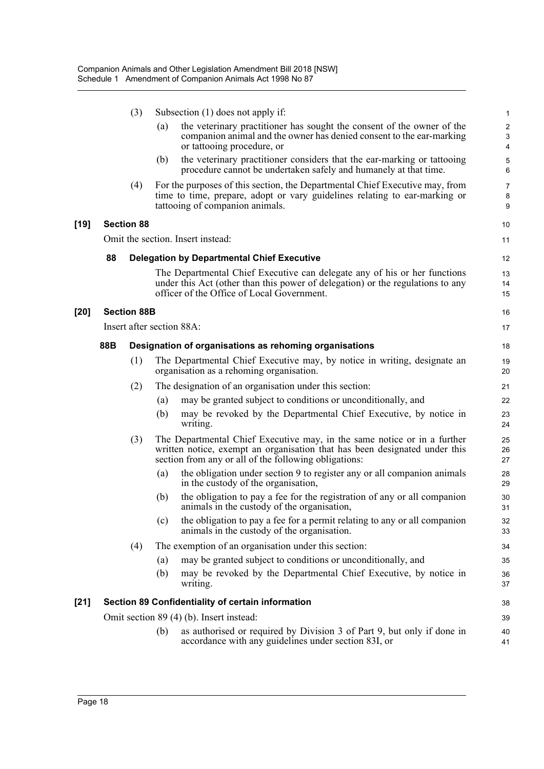(3) Subsection (1) does not apply if:

(a) the veterinary practitioner has sought the consent of the owner of the companion animal and the owner has denied consent to the ear-marking or tattooing procedure, or

(b) the veterinary practitioner considers that the ear-marking or tattooing procedure cannot be undertaken safely and humanely at that time.

(4) For the purposes of this section, the Departmental Chief Executive may, from time to time, prepare, adopt or vary guidelines relating to ear-marking or tattooing of companion animals.

**[19] Section 88**

Omit the section. Insert instead:

**88 Delegation by Departmental Chief Executive**

The Departmental Chief Executive can delegate any of his or her functions under this Act (other than this power of delegation) or the regulations to any officer of the Office of Local Government.

**[20] Section 88B**

Insert after section 88A:

**88B Designation of organisations as rehoming organisations**

(1) The Departmental Chief Executive may, by notice in writing, designate an organisation as a rehoming organisation.

(2) The designation of an organisation under this section:

(a) may be granted subject to conditions or unconditionally, and

(b) may be revoked by the Departmental Chief Executive, by notice in writing.

(3) The Departmental Chief Executive may, in the same notice or in a further written notice, exempt an organisation that has been designated under this section from any or all of the following obligations:

(a) the obligation under section 9 to register any or all companion animals in the custody of the organisation,

(b) the obligation to pay a fee for the registration of any or all companion animals in the custody of the organisation,

(c) the obligation to pay a fee for a permit relating to any or all companion animals in the custody of the organisation.

(4) The exemption of an organisation under this section:

(a) may be granted subject to conditions or unconditionally, and

(b) may be revoked by the Departmental Chief Executive, by notice in writing.

**[21] Section 89 Confidentiality of certain information**

Omit section 89 (4) (b). Insert instead:

(b) as authorised or required by Division 3 of Part 9, but only if done in accordance with any guidelines under section 83I, or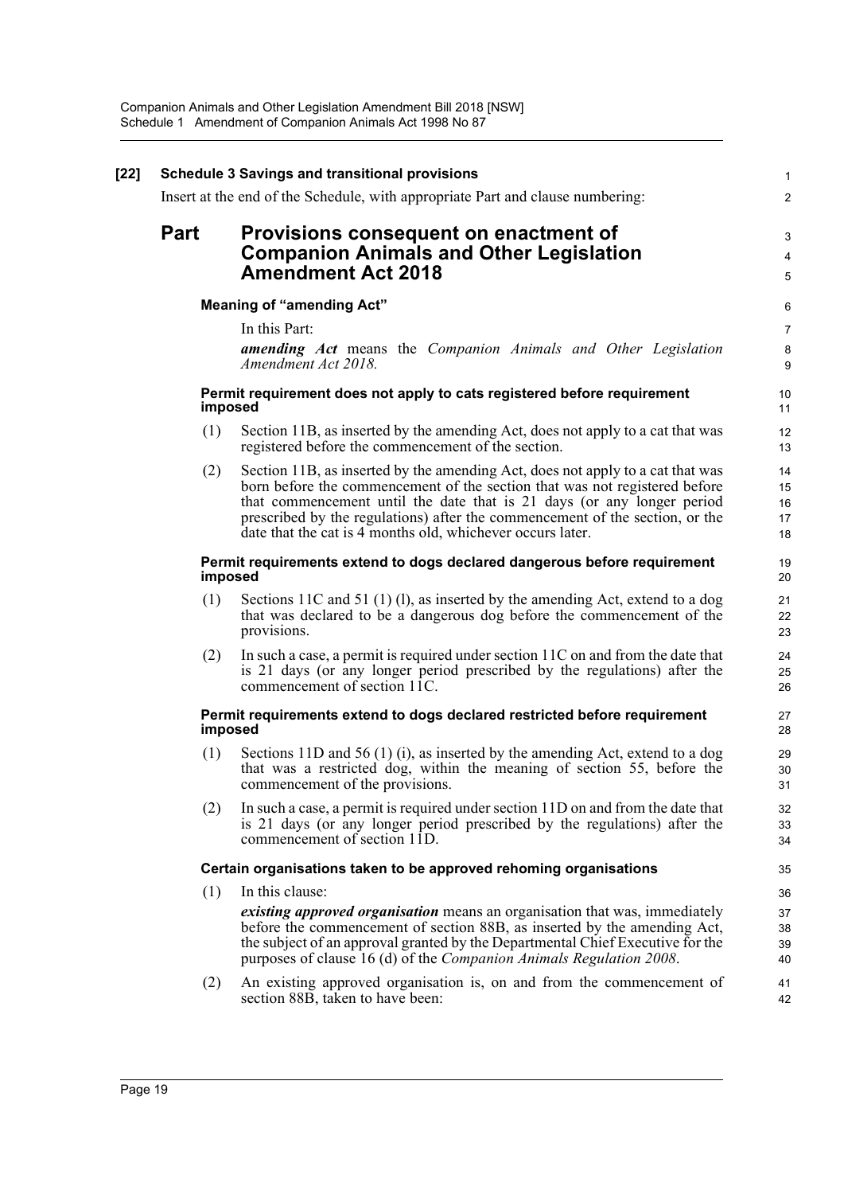**[22] Schedule 3 Savings and transitional provisions**

Insert at the end of the Schedule, with appropriate Part and clause numbering:

# Part Provisions consequent on enactment of Companion Animals and Other Legislation Amendment Act 2018

### Meaning of "amending Act"

In this Part:

***amending Act*** means the *Companion Animals and Other Legislation Amendment Act 2018.*

### Permit requirement does not apply to cats registered before requirement imposed

(1) Section 11B, as inserted by the amending Act, does not apply to a cat that was registered before the commencement of the section.

(2) Section 11B, as inserted by the amending Act, does not apply to a cat that was born before the commencement of the section that was not registered before that commencement until the date that is 21 days (or any longer period prescribed by the regulations) after the commencement of the section, or the date that the cat is 4 months old, whichever occurs later.

### Permit requirements extend to dogs declared dangerous before requirement imposed

(1) Sections 11C and 51 (1) (l), as inserted by the amending Act, extend to a dog that was declared to be a dangerous dog before the commencement of the provisions.

(2) In such a case, a permit is required under section 11C on and from the date that is 21 days (or any longer period prescribed by the regulations) after the commencement of section 11C.

### Permit requirements extend to dogs declared restricted before requirement imposed

(1) Sections 11D and 56 (1) (i), as inserted by the amending Act, extend to a dog that was a restricted dog, within the meaning of section 55, before the commencement of the provisions.

(2) In such a case, a permit is required under section 11D on and from the date that is 21 days (or any longer period prescribed by the regulations) after the commencement of section 11D.

### Certain organisations taken to be approved rehoming organisations

(1) In this clause:

***existing approved organisation*** means an organisation that was, immediately before the commencement of section 88B, as inserted by the amending Act, the subject of an approval granted by the Departmental Chief Executive for the purposes of clause 16 (d) of the *Companion Animals Regulation 2008*.

(2) An existing approved organisation is, on and from the commencement of section 88B, taken to have been: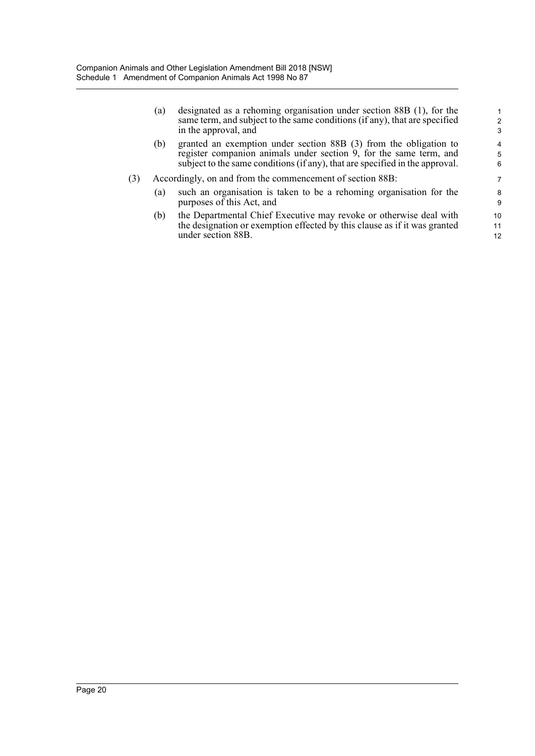(a) designated as a rehoming organisation under section 88B (1), for the same term, and subject to the same conditions (if any), that are specified in the approval, and

(b) granted an exemption under section 88B (3) from the obligation to register companion animals under section 9, for the same term, and subject to the same conditions (if any), that are specified in the approval.

(3) Accordingly, on and from the commencement of section 88B:

(a) such an organisation is taken to be a rehoming organisation for the purposes of this Act, and

(b) the Departmental Chief Executive may revoke or otherwise deal with the designation or exemption effected by this clause as if it was granted under section 88B.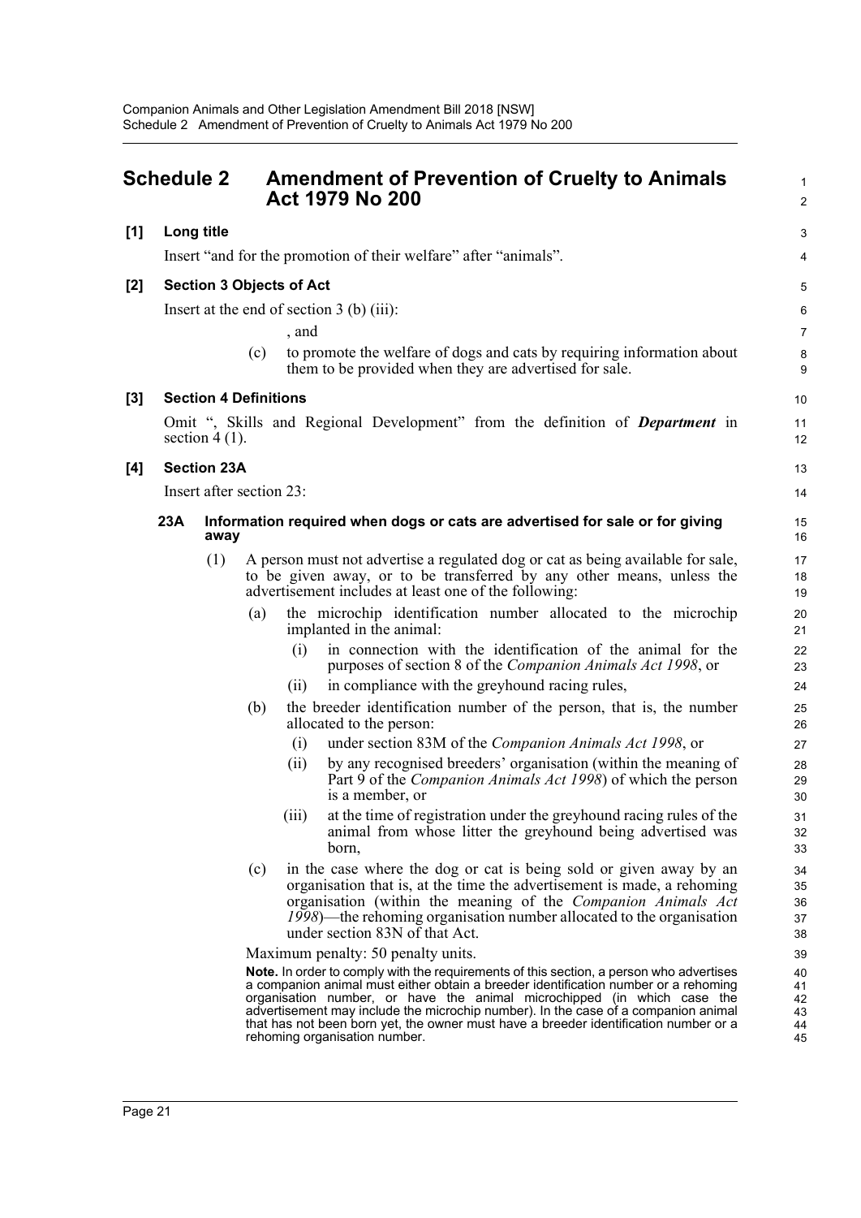## Schedule 2 Amendment of Prevention of Cruelty to Animals Act 1979 No 200

**[1] Long title**

Insert "and for the promotion of their welfare" after "animals".

**[2] Section 3 Objects of Act**

Insert at the end of section 3 (b) (iii):

, and

(c) to promote the welfare of dogs and cats by requiring information about them to be provided when they are advertised for sale.

**[3] Section 4 Definitions**

Omit ", Skills and Regional Development" from the definition of ***Department*** in section 4 (1).

**[4] Section 23A**

Insert after section 23:

**23A Information required when dogs or cats are advertised for sale or for giving away**

(1) A person must not advertise a regulated dog or cat as being available for sale, to be given away, or to be transferred by any other means, unless the advertisement includes at least one of the following:

(a) the microchip identification number allocated to the microchip implanted in the animal:

(i) in connection with the identification of the animal for the purposes of section 8 of the *Companion Animals Act 1998*, or

(ii) in compliance with the greyhound racing rules,

(b) the breeder identification number of the person, that is, the number allocated to the person:

(i) under section 83M of the *Companion Animals Act 1998*, or

(ii) by any recognised breeders' organisation (within the meaning of Part 9 of the *Companion Animals Act 1998*) of which the person is a member, or

(iii) at the time of registration under the greyhound racing rules of the animal from whose litter the greyhound being advertised was born,

(c) in the case where the dog or cat is being sold or given away by an organisation that is, at the time the advertisement is made, a rehoming organisation (within the meaning of the *Companion Animals Act 1998*)—the rehoming organisation number allocated to the organisation under section 83N of that Act.

Maximum penalty: 50 penalty units.

**Note.** In order to comply with the requirements of this section, a person who advertises a companion animal must either obtain a breeder identification number or a rehoming organisation number, or have the animal microchipped (in which case the advertisement may include the microchip number). In the case of a companion animal that has not been born yet, the owner must have a breeder identification number or a rehoming organisation number.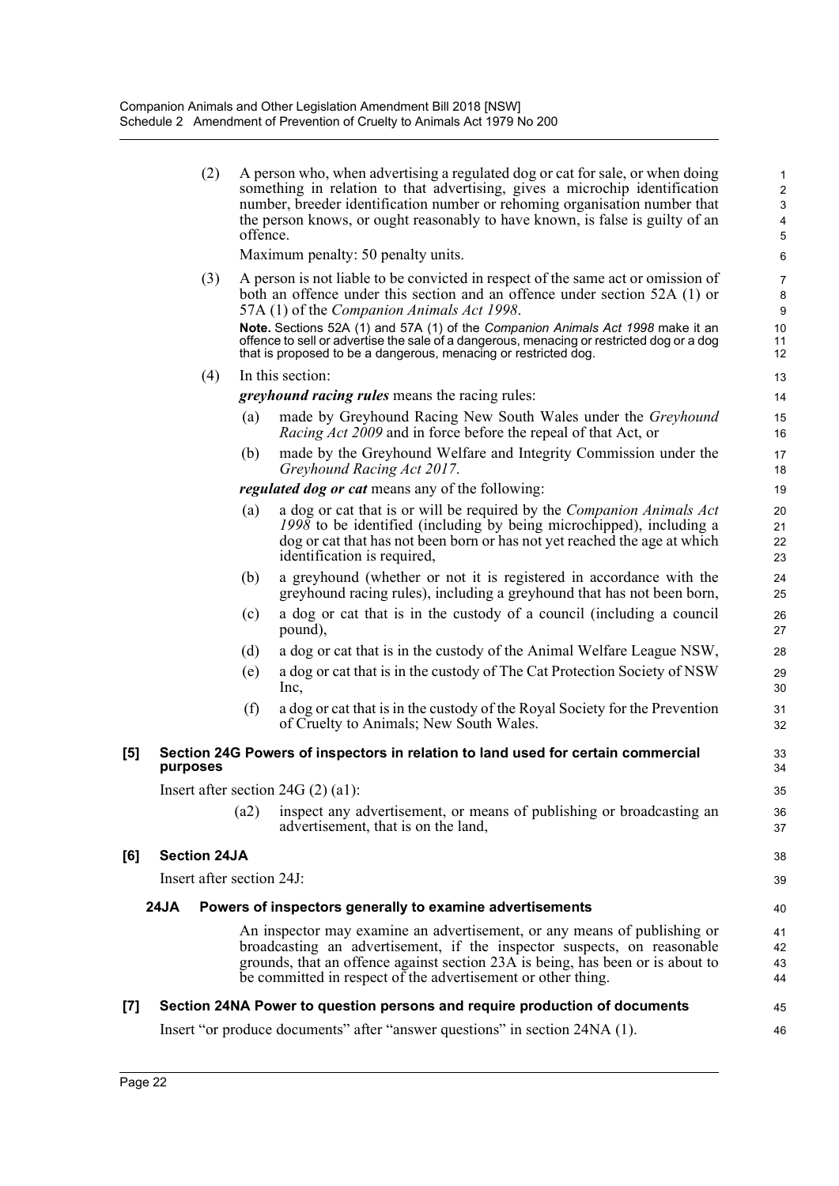(2) A person who, when advertising a regulated dog or cat for sale, or when doing something in relation to that advertising, gives a microchip identification number, breeder identification number or rehoming organisation number that the person knows, or ought reasonably to have known, is false is guilty of an offence.

Maximum penalty: 50 penalty units.

(3) A person is not liable to be convicted in respect of the same act or omission of both an offence under this section and an offence under section 52A (1) or 57A (1) of the *Companion Animals Act 1998*.

**Note.** Sections 52A (1) and 57A (1) of the *Companion Animals Act 1998* make it an offence to sell or advertise the sale of a dangerous, menacing or restricted dog or a dog that is proposed to be a dangerous, menacing or restricted dog.

(4) In this section:

***greyhound racing rules*** means the racing rules:

(a) made by Greyhound Racing New South Wales under the *Greyhound Racing Act 2009* and in force before the repeal of that Act, or

(b) made by the Greyhound Welfare and Integrity Commission under the *Greyhound Racing Act 2017*.

***regulated dog or cat*** means any of the following:

(a) a dog or cat that is or will be required by the *Companion Animals Act 1998* to be identified (including by being microchipped), including a dog or cat that has not been born or has not yet reached the age at which identification is required,

(b) a greyhound (whether or not it is registered in accordance with the greyhound racing rules), including a greyhound that has not been born,

(c) a dog or cat that is in the custody of a council (including a council pound),

(d) a dog or cat that is in the custody of the Animal Welfare League NSW,

(e) a dog or cat that is in the custody of The Cat Protection Society of NSW Inc,

(f) a dog or cat that is in the custody of the Royal Society for the Prevention of Cruelty to Animals; New South Wales.

**[5] Section 24G Powers of inspectors in relation to land used for certain commercial purposes**

Insert after section 24G (2) (a1):

(a2) inspect any advertisement, or means of publishing or broadcasting an advertisement, that is on the land,

**[6] Section 24JA**

Insert after section 24J:

**24JA Powers of inspectors generally to examine advertisements**

An inspector may examine an advertisement, or any means of publishing or broadcasting an advertisement, if the inspector suspects, on reasonable grounds, that an offence against section 23A is being, has been or is about to be committed in respect of the advertisement or other thing.

**[7] Section 24NA Power to question persons and require production of documents**

Insert "or produce documents" after "answer questions" in section 24NA (1).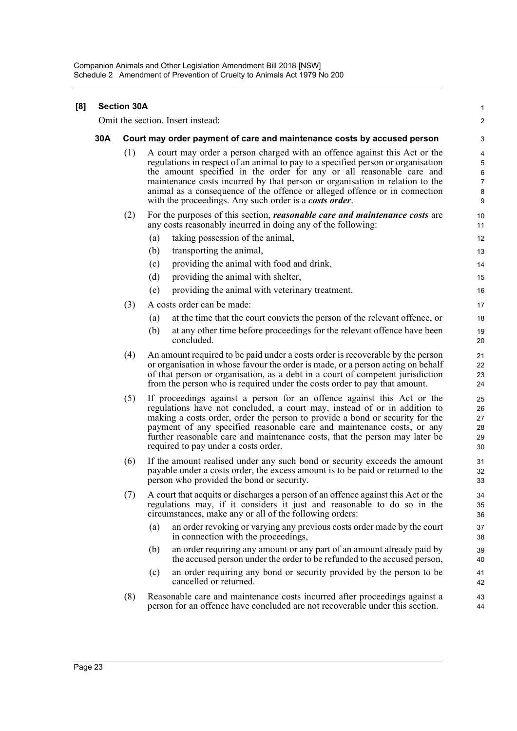**[8] Section 30A**

Omit the section. Insert instead:

**30A Court may order payment of care and maintenance costs by accused person**

(1) A court may order a person charged with an offence against this Act or the regulations in respect of an animal to pay to a specified person or organisation the amount specified in the order for any or all reasonable care and maintenance costs incurred by that person or organisation in relation to the animal as a consequence of the offence or alleged offence or in connection with the proceedings. Any such order is a ***costs order***.

(2) For the purposes of this section, ***reasonable care and maintenance costs*** are any costs reasonably incurred in doing any of the following:

(a) taking possession of the animal,

(b) transporting the animal,

(c) providing the animal with food and drink,

(d) providing the animal with shelter,

(e) providing the animal with veterinary treatment.

(3) A costs order can be made:

(a) at the time that the court convicts the person of the relevant offence, or

(b) at any other time before proceedings for the relevant offence have been concluded.

(4) An amount required to be paid under a costs order is recoverable by the person or organisation in whose favour the order is made, or a person acting on behalf of that person or organisation, as a debt in a court of competent jurisdiction from the person who is required under the costs order to pay that amount.

(5) If proceedings against a person for an offence against this Act or the regulations have not concluded, a court may, instead of or in addition to making a costs order, order the person to provide a bond or security for the payment of any specified reasonable care and maintenance costs, or any further reasonable care and maintenance costs, that the person may later be required to pay under a costs order.

(6) If the amount realised under any such bond or security exceeds the amount payable under a costs order, the excess amount is to be paid or returned to the person who provided the bond or security.

(7) A court that acquits or discharges a person of an offence against this Act or the regulations may, if it considers it just and reasonable to do so in the circumstances, make any or all of the following orders:

(a) an order revoking or varying any previous costs order made by the court in connection with the proceedings,

(b) an order requiring any amount or any part of an amount already paid by the accused person under the order to be refunded to the accused person,

(c) an order requiring any bond or security provided by the person to be cancelled or returned.

(8) Reasonable care and maintenance costs incurred after proceedings against a person for an offence have concluded are not recoverable under this section.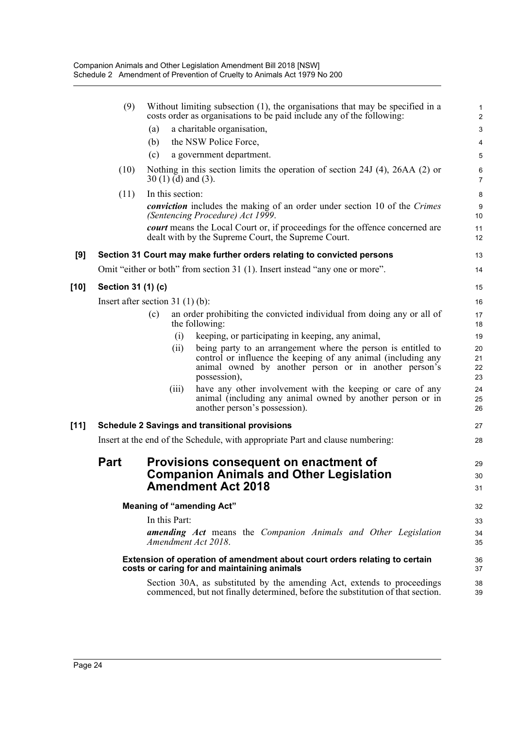(9) Without limiting subsection (1), the organisations that may be specified in a costs order as organisations to be paid include any of the following:

(a) a charitable organisation,

(b) the NSW Police Force,

(c) a government department.

(10) Nothing in this section limits the operation of section 24J (4), 26AA (2) or 30 (1) (d) and (3).

(11) In this section:

***conviction*** includes the making of an order under section 10 of the *Crimes (Sentencing Procedure) Act 1999*.

***court*** means the Local Court or, if proceedings for the offence concerned are dealt with by the Supreme Court, the Supreme Court.

**[9] Section 31 Court may make further orders relating to convicted persons**

Omit "either or both" from section 31 (1). Insert instead "any one or more".

**[10] Section 31 (1) (c)**

Insert after section 31 (1) (b):

(c) an order prohibiting the convicted individual from doing any or all of the following:

(i) keeping, or participating in keeping, any animal,

(ii) being party to an arrangement where the person is entitled to control or influence the keeping of any animal (including any animal owned by another person or in another person's possession),

(iii) have any other involvement with the keeping or care of any animal (including any animal owned by another person or in another person's possession).

**[11] Schedule 2 Savings and transitional provisions**

Insert at the end of the Schedule, with appropriate Part and clause numbering:

## Part Provisions consequent on enactment of Companion Animals and Other Legislation Amendment Act 2018

**Meaning of "amending Act"**

In this Part:

***amending Act*** means the *Companion Animals and Other Legislation Amendment Act 2018*.

**Extension of operation of amendment about court orders relating to certain costs or caring for and maintaining animals**

Section 30A, as substituted by the amending Act, extends to proceedings commenced, but not finally determined, before the substitution of that section.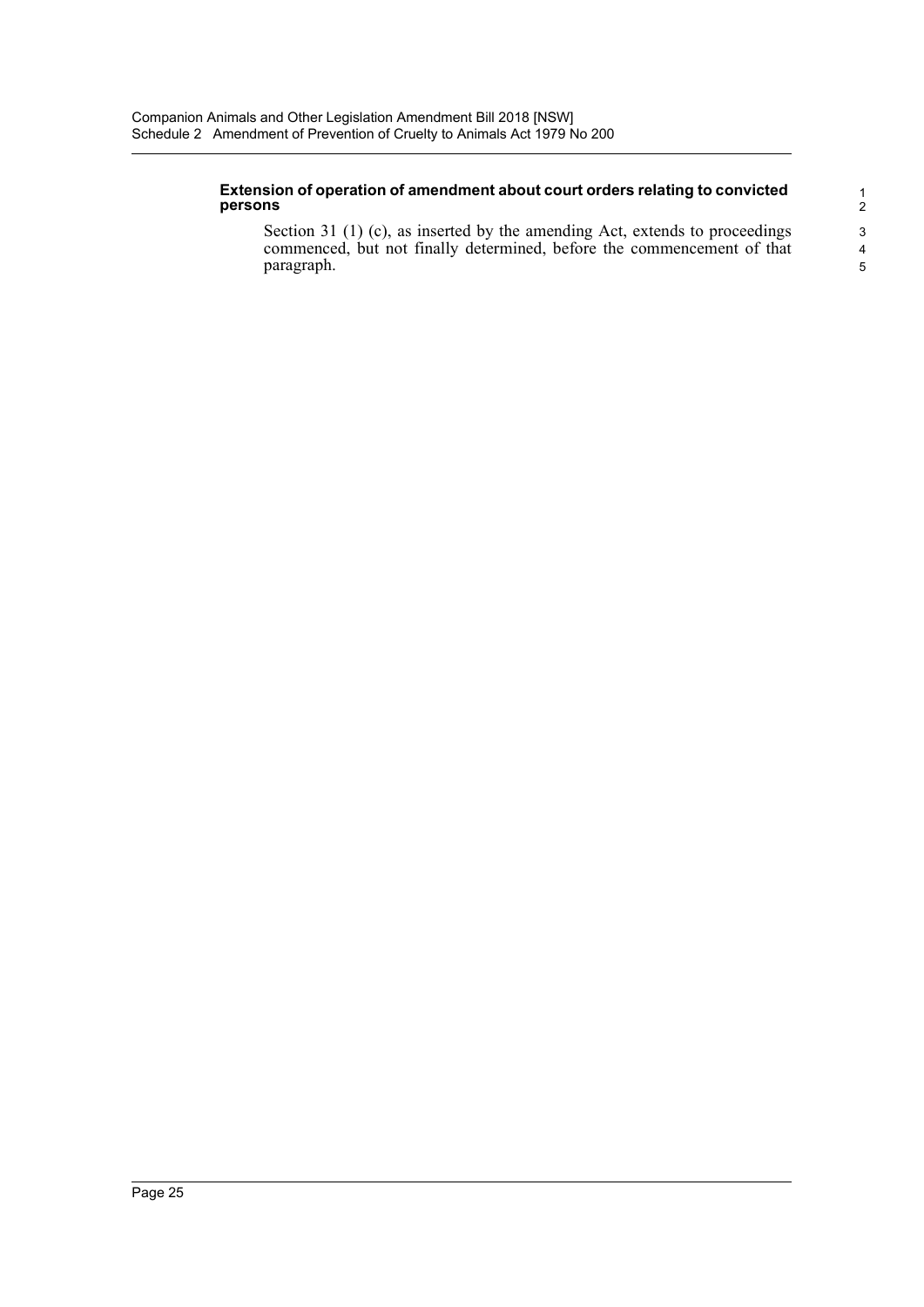**Extension of operation of amendment about court orders relating to convicted persons**

Section 31 (1) (c), as inserted by the amending Act, extends to proceedings commenced, but not finally determined, before the commencement of that paragraph.